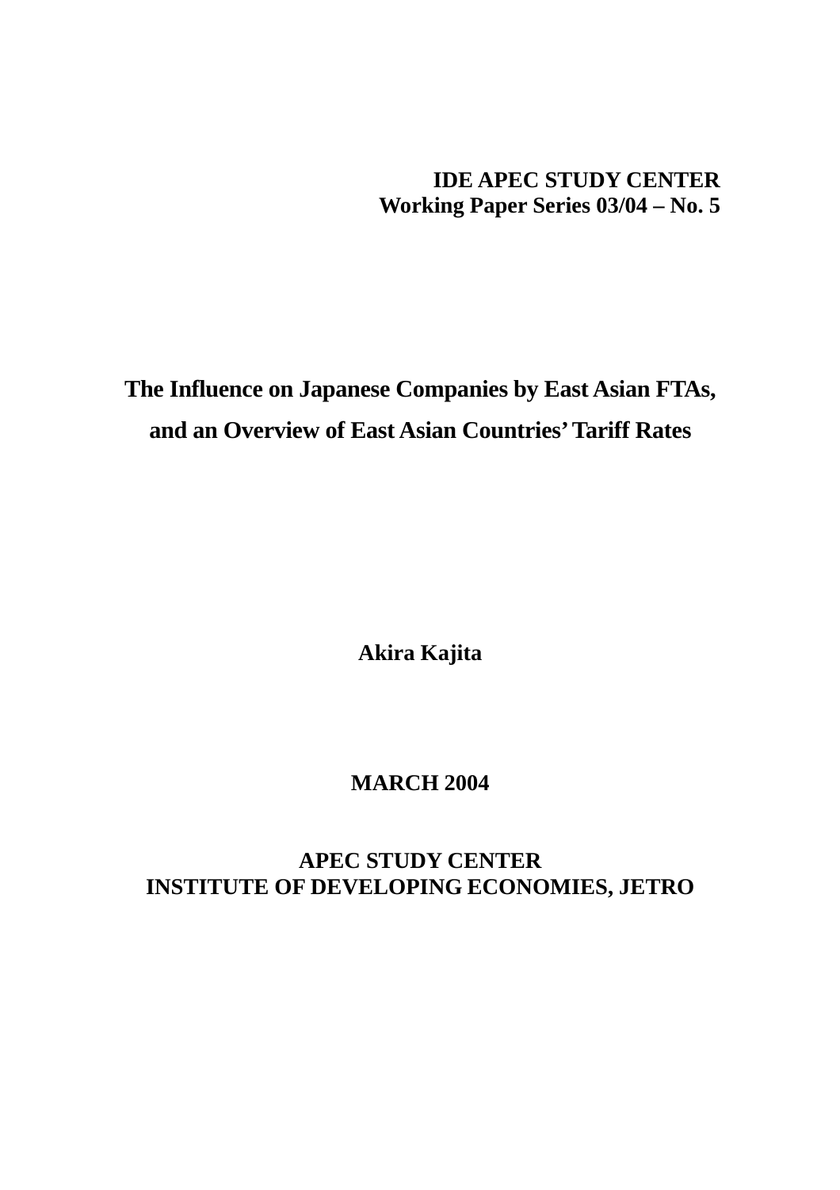**IDE APEC STUDY CENTER**
**Working Paper Series 03/04 – No. 5**

# The Influence on Japanese Companies by East Asian FTAs, and an Overview of East Asian Countries' Tariff Rates

**Akira Kajita**

**MARCH 2004**

**APEC STUDY CENTER**
**INSTITUTE OF DEVELOPING ECONOMIES, JETRO**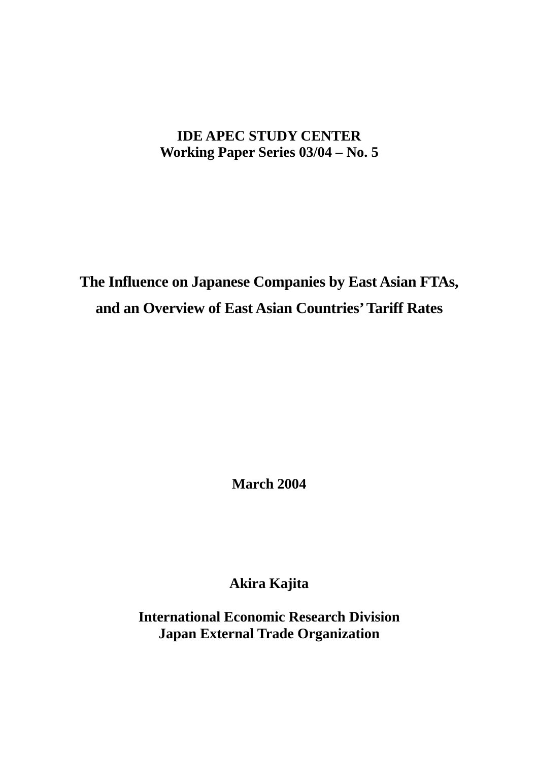**IDE APEC STUDY CENTER**
**Working Paper Series 03/04 – No. 5**

# The Influence on Japanese Companies by East Asian FTAs, and an Overview of East Asian Countries' Tariff Rates

**March 2004**

**Akira Kajita**

**International Economic Research Division**
**Japan External Trade Organization**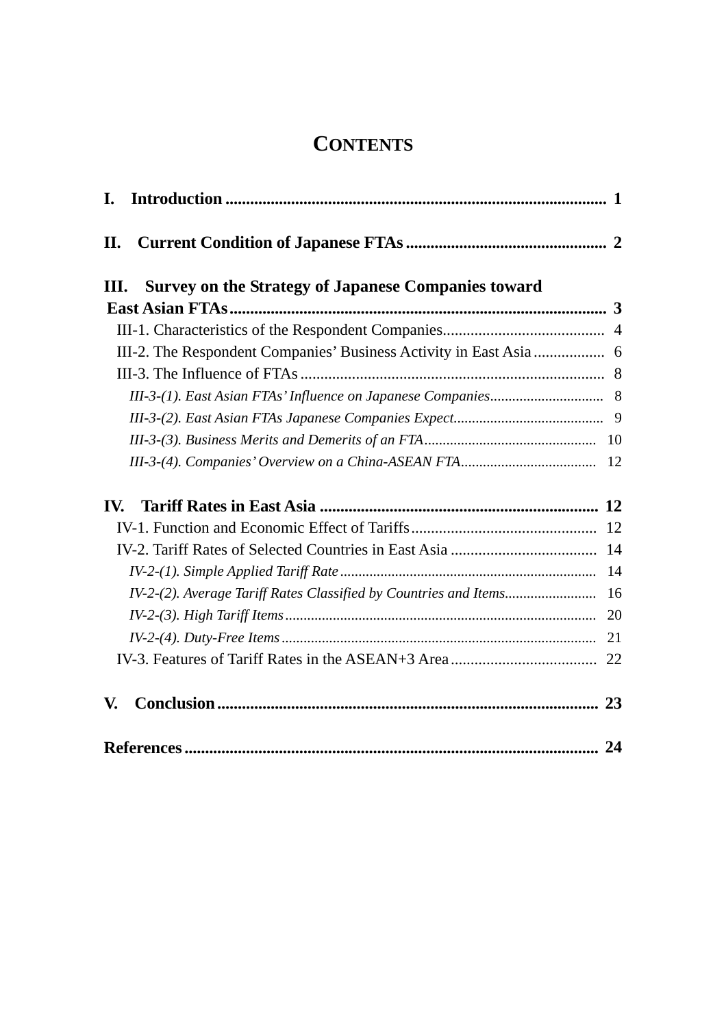# CONTENTS

**I. Introduction** ............................................................................................ **1**

**II. Current Condition of Japanese FTAs** ................................................ **2**

**III. Survey on the Strategy of Japanese Companies toward East Asian FTAs** ............................................................................................ **3**

III-1. Characteristics of the Respondent Companies......................................... 4

III-2. The Respondent Companies' Business Activity in East Asia .................. 6

III-3. The Influence of FTAs ............................................................................. 8

*III-3-(1). East Asian FTAs' Influence on Japanese Companies*.............................. 8

*III-3-(2). East Asian FTAs Japanese Companies Expect*........................................ 9

*III-3-(3). Business Merits and Demerits of an FTA*.............................................. 10

*III-3-(4). Companies' Overview on a China-ASEAN FTA*.................................... 12

**IV. Tariff Rates in East Asia** .................................................................. **12**

IV-1. Function and Economic Effect of Tariffs............................................... 12

IV-2. Tariff Rates of Selected Countries in East Asia ..................................... 14

*IV-2-(1). Simple Applied Tariff Rate*..................................................................... 14

*IV-2-(2). Average Tariff Rates Classified by Countries and Items*......................... 16

*IV-2-(3). High Tariff Items*..................................................................................... 20

*IV-2-(4). Duty-Free Items*...................................................................................... 21

IV-3. Features of Tariff Rates in the ASEAN+3 Area..................................... 22

**V. Conclusion** ............................................................................................ **23**

**References** .................................................................................................. **24**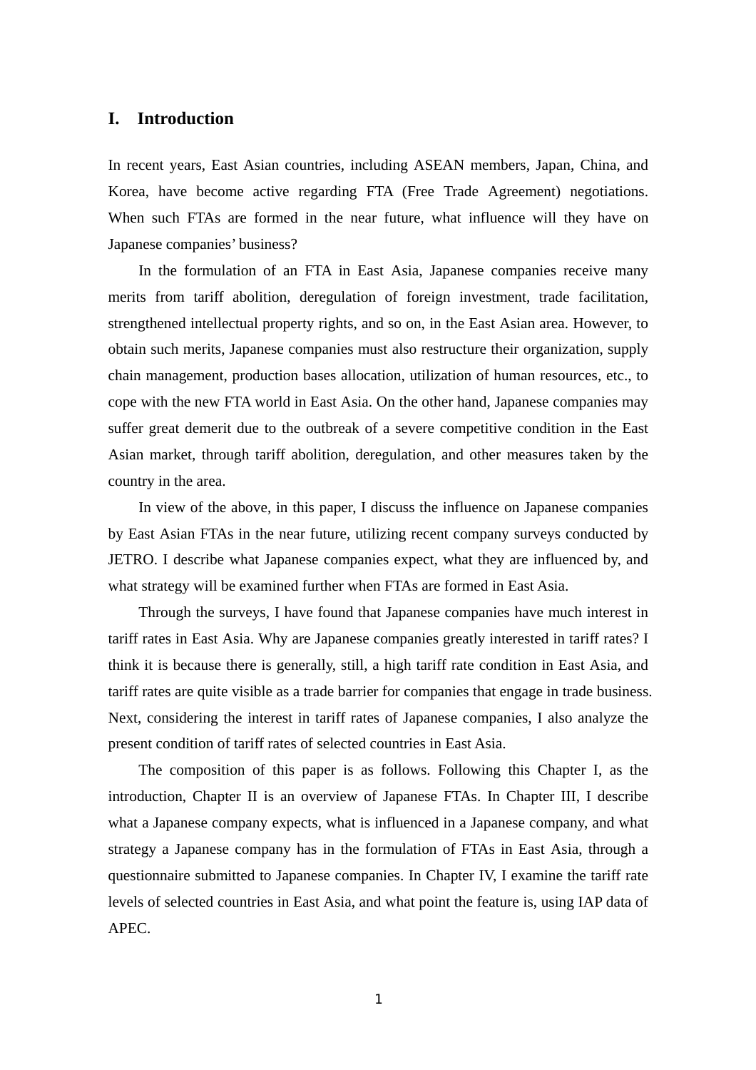# I. Introduction

In recent years, East Asian countries, including ASEAN members, Japan, China, and Korea, have become active regarding FTA (Free Trade Agreement) negotiations. When such FTAs are formed in the near future, what influence will they have on Japanese companies' business?

In the formulation of an FTA in East Asia, Japanese companies receive many merits from tariff abolition, deregulation of foreign investment, trade facilitation, strengthened intellectual property rights, and so on, in the East Asian area. However, to obtain such merits, Japanese companies must also restructure their organization, supply chain management, production bases allocation, utilization of human resources, etc., to cope with the new FTA world in East Asia. On the other hand, Japanese companies may suffer great demerit due to the outbreak of a severe competitive condition in the East Asian market, through tariff abolition, deregulation, and other measures taken by the country in the area.

In view of the above, in this paper, I discuss the influence on Japanese companies by East Asian FTAs in the near future, utilizing recent company surveys conducted by JETRO. I describe what Japanese companies expect, what they are influenced by, and what strategy will be examined further when FTAs are formed in East Asia.

Through the surveys, I have found that Japanese companies have much interest in tariff rates in East Asia. Why are Japanese companies greatly interested in tariff rates? I think it is because there is generally, still, a high tariff rate condition in East Asia, and tariff rates are quite visible as a trade barrier for companies that engage in trade business. Next, considering the interest in tariff rates of Japanese companies, I also analyze the present condition of tariff rates of selected countries in East Asia.

The composition of this paper is as follows. Following this Chapter I, as the introduction, Chapter II is an overview of Japanese FTAs. In Chapter III, I describe what a Japanese company expects, what is influenced in a Japanese company, and what strategy a Japanese company has in the formulation of FTAs in East Asia, through a questionnaire submitted to Japanese companies. In Chapter IV, I examine the tariff rate levels of selected countries in East Asia, and what point the feature is, using IAP data of APEC.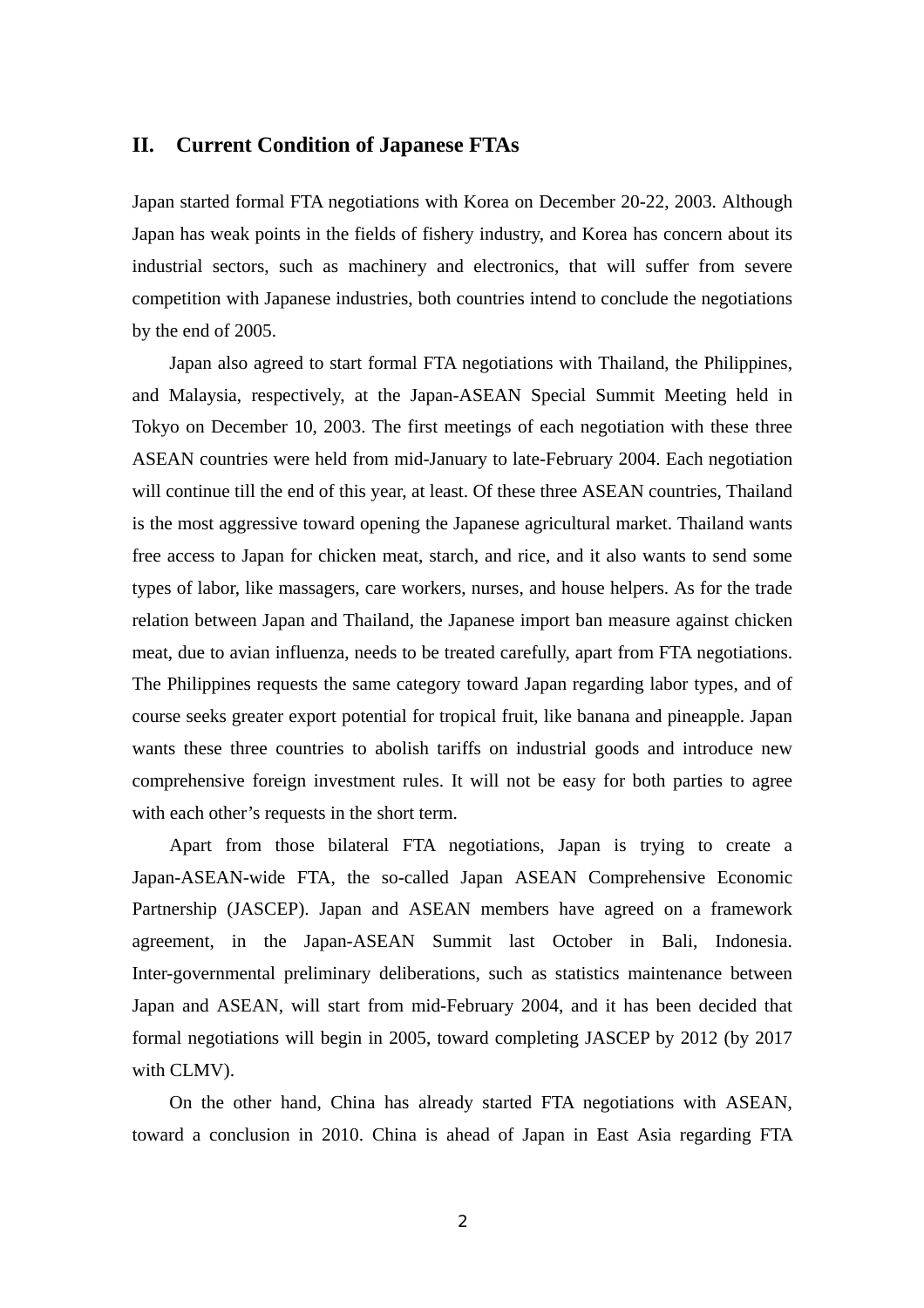## II. Current Condition of Japanese FTAs

Japan started formal FTA negotiations with Korea on December 20-22, 2003. Although Japan has weak points in the fields of fishery industry, and Korea has concern about its industrial sectors, such as machinery and electronics, that will suffer from severe competition with Japanese industries, both countries intend to conclude the negotiations by the end of 2005.

Japan also agreed to start formal FTA negotiations with Thailand, the Philippines, and Malaysia, respectively, at the Japan-ASEAN Special Summit Meeting held in Tokyo on December 10, 2003. The first meetings of each negotiation with these three ASEAN countries were held from mid-January to late-February 2004. Each negotiation will continue till the end of this year, at least. Of these three ASEAN countries, Thailand is the most aggressive toward opening the Japanese agricultural market. Thailand wants free access to Japan for chicken meat, starch, and rice, and it also wants to send some types of labor, like massagers, care workers, nurses, and house helpers. As for the trade relation between Japan and Thailand, the Japanese import ban measure against chicken meat, due to avian influenza, needs to be treated carefully, apart from FTA negotiations. The Philippines requests the same category toward Japan regarding labor types, and of course seeks greater export potential for tropical fruit, like banana and pineapple. Japan wants these three countries to abolish tariffs on industrial goods and introduce new comprehensive foreign investment rules. It will not be easy for both parties to agree with each other's requests in the short term.

Apart from those bilateral FTA negotiations, Japan is trying to create a Japan-ASEAN-wide FTA, the so-called Japan ASEAN Comprehensive Economic Partnership (JASCEP). Japan and ASEAN members have agreed on a framework agreement, in the Japan-ASEAN Summit last October in Bali, Indonesia. Inter-governmental preliminary deliberations, such as statistics maintenance between Japan and ASEAN, will start from mid-February 2004, and it has been decided that formal negotiations will begin in 2005, toward completing JASCEP by 2012 (by 2017 with CLMV).

On the other hand, China has already started FTA negotiations with ASEAN, toward a conclusion in 2010. China is ahead of Japan in East Asia regarding FTA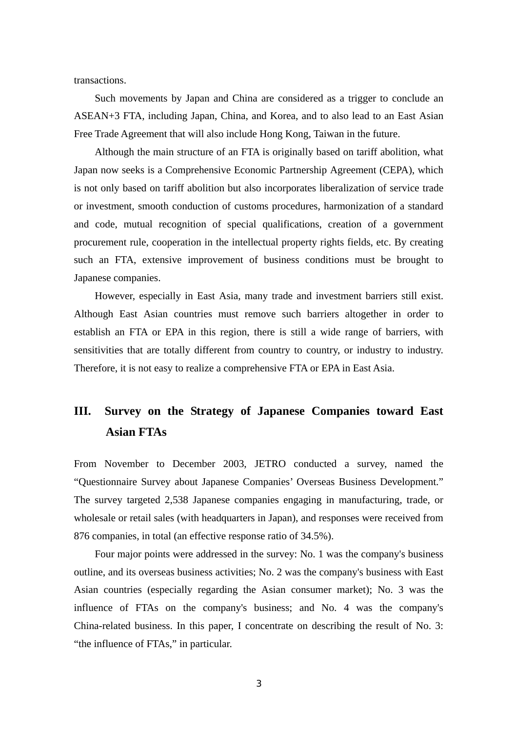transactions.

Such movements by Japan and China are considered as a trigger to conclude an ASEAN+3 FTA, including Japan, China, and Korea, and to also lead to an East Asian Free Trade Agreement that will also include Hong Kong, Taiwan in the future.

Although the main structure of an FTA is originally based on tariff abolition, what Japan now seeks is a Comprehensive Economic Partnership Agreement (CEPA), which is not only based on tariff abolition but also incorporates liberalization of service trade or investment, smooth conduction of customs procedures, harmonization of a standard and code, mutual recognition of special qualifications, creation of a government procurement rule, cooperation in the intellectual property rights fields, etc. By creating such an FTA, extensive improvement of business conditions must be brought to Japanese companies.

However, especially in East Asia, many trade and investment barriers still exist. Although East Asian countries must remove such barriers altogether in order to establish an FTA or EPA in this region, there is still a wide range of barriers, with sensitivities that are totally different from country to country, or industry to industry. Therefore, it is not easy to realize a comprehensive FTA or EPA in East Asia.

## III. Survey on the Strategy of Japanese Companies toward East Asian FTAs

From November to December 2003, JETRO conducted a survey, named the "Questionnaire Survey about Japanese Companies' Overseas Business Development." The survey targeted 2,538 Japanese companies engaging in manufacturing, trade, or wholesale or retail sales (with headquarters in Japan), and responses were received from 876 companies, in total (an effective response ratio of 34.5%).

Four major points were addressed in the survey: No. 1 was the company's business outline, and its overseas business activities; No. 2 was the company's business with East Asian countries (especially regarding the Asian consumer market); No. 3 was the influence of FTAs on the company's business; and No. 4 was the company's China-related business. In this paper, I concentrate on describing the result of No. 3: "the influence of FTAs," in particular.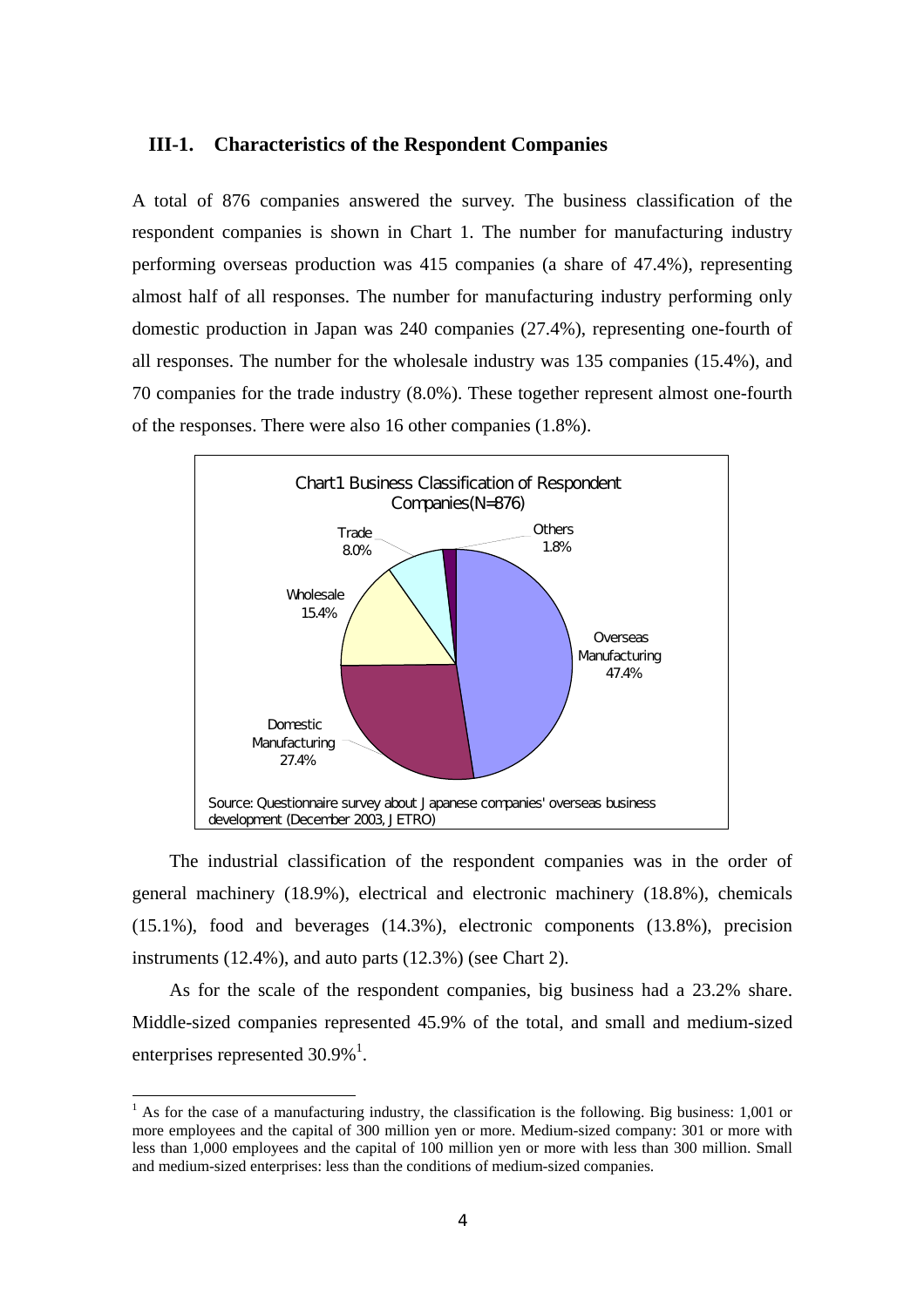### III-1. Characteristics of the Respondent Companies

A total of 876 companies answered the survey. The business classification of the respondent companies is shown in Chart 1. The number for manufacturing industry performing overseas production was 415 companies (a share of 47.4%), representing almost half of all responses. The number for manufacturing industry performing only domestic production in Japan was 240 companies (27.4%), representing one-fourth of all responses. The number for the wholesale industry was 135 companies (15.4%), and 70 companies for the trade industry (8.0%). These together represent almost one-fourth of the responses. There were also 16 other companies (1.8%).

Chart1 Business Classification of Respondent Companies(N=876)

| Category | Share |
|---|---|
| Overseas Manufacturing | 47.4% |
| Domestic Manufacturing | 27.4% |
| Wholesale | 15.4% |
| Trade | 8.0% |
| Others | 1.8% |

Source: Questionnaire survey about Japanese companies' overseas business development (December 2003, JETRO)

The industrial classification of the respondent companies was in the order of general machinery (18.9%), electrical and electronic machinery (18.8%), chemicals (15.1%), food and beverages (14.3%), electronic components (13.8%), precision instruments (12.4%), and auto parts (12.3%) (see Chart 2).

As for the scale of the respondent companies, big business had a 23.2% share. Middle-sized companies represented 45.9% of the total, and small and medium-sized enterprises represented 30.9%[1].

[1] As for the case of a manufacturing industry, the classification is the following. Big business: 1,001 or more employees and the capital of 300 million yen or more. Medium-sized company: 301 or more with less than 1,000 employees and the capital of 100 million yen or more with less than 300 million. Small and medium-sized enterprises: less than the conditions of medium-sized companies.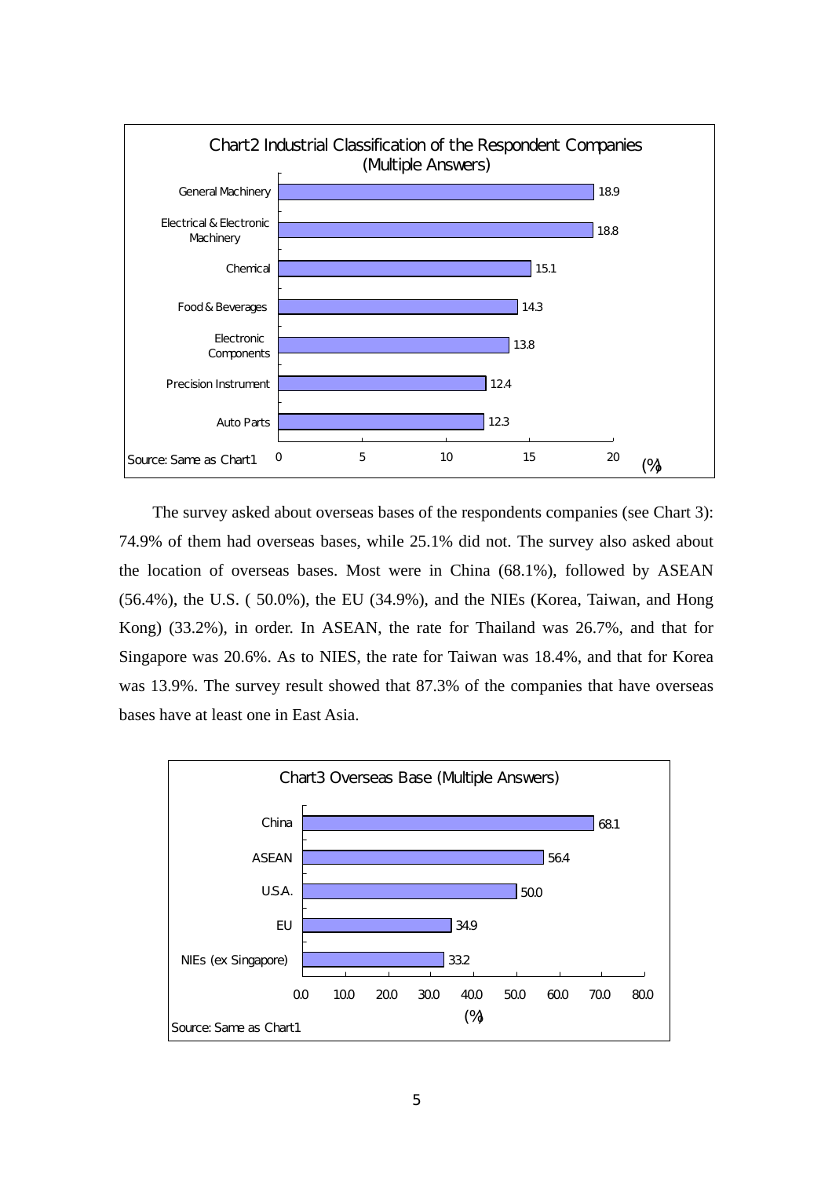**Chart2 Industrial Classification of the Respondent Companies (Multiple Answers)**

| Industry | (%) |
| --- | --- |
| General Machinery | 18.9 |
| Electrical & Electronic Machinery | 18.8 |
| Chemical | 15.1 |
| Food & Beverages | 14.3 |
| Electronic Components | 13.8 |
| Precision Instrument | 12.4 |
| Auto Parts | 12.3 |

Source: Same as Chart1

The survey asked about overseas bases of the respondents companies (see Chart 3): 74.9% of them had overseas bases, while 25.1% did not. The survey also asked about the location of overseas bases. Most were in China (68.1%), followed by ASEAN (56.4%), the U.S. ( 50.0%), the EU (34.9%), and the NIEs (Korea, Taiwan, and Hong Kong) (33.2%), in order. In ASEAN, the rate for Thailand was 26.7%, and that for Singapore was 20.6%. As to NIES, the rate for Taiwan was 18.4%, and that for Korea was 13.9%. The survey result showed that 87.3% of the companies that have overseas bases have at least one in East Asia.

**Chart3 Overseas Base (Multiple Answers)**

| Region | (%) |
| --- | --- |
| China | 68.1 |
| ASEAN | 56.4 |
| U.S.A. | 50.0 |
| EU | 34.9 |
| NIEs (ex Singapore) | 33.2 |

Source: Same as Chart1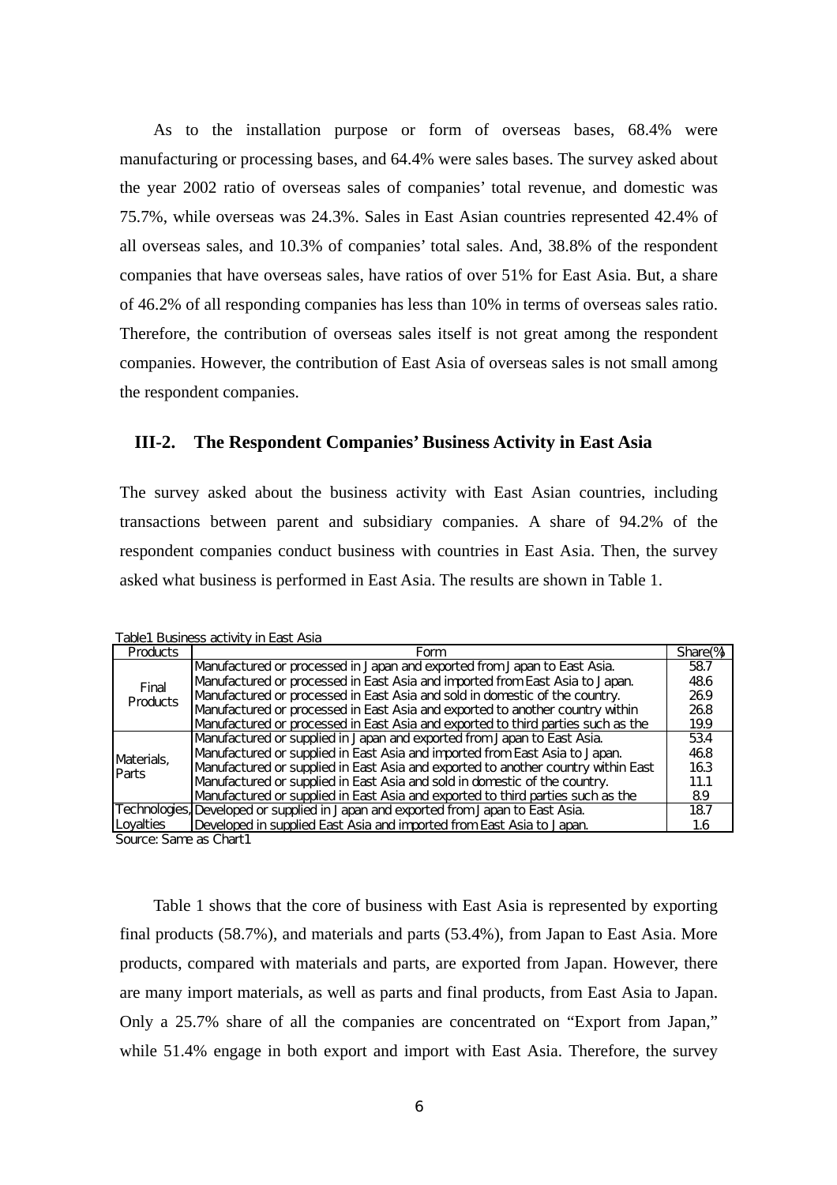As to the installation purpose or form of overseas bases, 68.4% were manufacturing or processing bases, and 64.4% were sales bases. The survey asked about the year 2002 ratio of overseas sales of companies' total revenue, and domestic was 75.7%, while overseas was 24.3%. Sales in East Asian countries represented 42.4% of all overseas sales, and 10.3% of companies' total sales. And, 38.8% of the respondent companies that have overseas sales, have ratios of over 51% for East Asia. But, a share of 46.2% of all responding companies has less than 10% in terms of overseas sales ratio. Therefore, the contribution of overseas sales itself is not great among the respondent companies. However, the contribution of East Asia of overseas sales is not small among the respondent companies.

## III-2. The Respondent Companies' Business Activity in East Asia

The survey asked about the business activity with East Asian countries, including transactions between parent and subsidiary companies. A share of 94.2% of the respondent companies conduct business with countries in East Asia. Then, the survey asked what business is performed in East Asia. The results are shown in Table 1.

Table1 Business activity in East Asia

| Products | Form | Share(%) |
|---|---|---|
| Final Products | Manufactured or processed in Japan and exported from Japan to East Asia. | 58.7 |
| | Manufactured or processed in East Asia and imported from East Asia to Japan. | 48.6 |
| | Manufactured or processed in East Asia and sold in domestic of the country. | 26.9 |
| | Manufactured or processed in East Asia and exported to another country within | 26.8 |
| | Manufactured or processed in East Asia and exported to third parties such as the | 19.9 |
| Materials, Parts | Manufactured or supplied in Japan and exported from Japan to East Asia. | 53.4 |
| | Manufactured or supplied in East Asia and imported from East Asia to Japan. | 46.8 |
| | Manufactured or supplied in East Asia and exported to another country within East | 16.3 |
| | Manufactured or supplied in East Asia and sold in domestic of the country. | 11.1 |
| | Manufactured or supplied in East Asia and exported to third parties such as the | 8.9 |
| Technologies, Loyalties | Developed or supplied in Japan and exported from Japan to East Asia. | 18.7 |
| | Developed in supplied East Asia and imported from East Asia to Japan. | 1.6 |

Source: Same as Chart1

Table 1 shows that the core of business with East Asia is represented by exporting final products (58.7%), and materials and parts (53.4%), from Japan to East Asia. More products, compared with materials and parts, are exported from Japan. However, there are many import materials, as well as parts and final products, from East Asia to Japan. Only a 25.7% share of all the companies are concentrated on "Export from Japan," while 51.4% engage in both export and import with East Asia. Therefore, the survey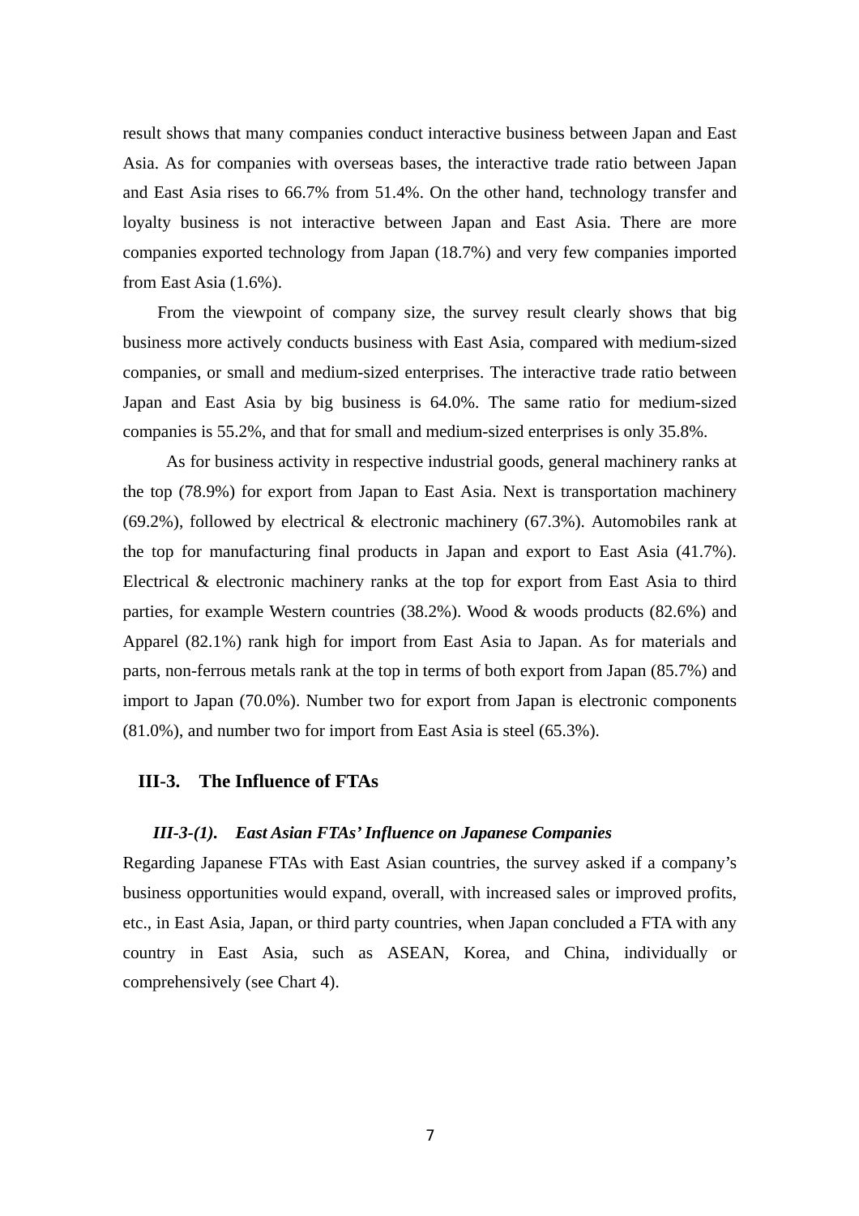result shows that many companies conduct interactive business between Japan and East Asia. As for companies with overseas bases, the interactive trade ratio between Japan and East Asia rises to 66.7% from 51.4%. On the other hand, technology transfer and loyalty business is not interactive between Japan and East Asia. There are more companies exported technology from Japan (18.7%) and very few companies imported from East Asia (1.6%).

From the viewpoint of company size, the survey result clearly shows that big business more actively conducts business with East Asia, compared with medium-sized companies, or small and medium-sized enterprises. The interactive trade ratio between Japan and East Asia by big business is 64.0%. The same ratio for medium-sized companies is 55.2%, and that for small and medium-sized enterprises is only 35.8%.

As for business activity in respective industrial goods, general machinery ranks at the top (78.9%) for export from Japan to East Asia. Next is transportation machinery (69.2%), followed by electrical & electronic machinery (67.3%). Automobiles rank at the top for manufacturing final products in Japan and export to East Asia (41.7%). Electrical & electronic machinery ranks at the top for export from East Asia to third parties, for example Western countries (38.2%). Wood & woods products (82.6%) and Apparel (82.1%) rank high for import from East Asia to Japan. As for materials and parts, non-ferrous metals rank at the top in terms of both export from Japan (85.7%) and import to Japan (70.0%). Number two for export from Japan is electronic components (81.0%), and number two for import from East Asia is steel (65.3%).

## III-3. The Influence of FTAs

### *III-3-(1). East Asian FTAs' Influence on Japanese Companies*

Regarding Japanese FTAs with East Asian countries, the survey asked if a company's business opportunities would expand, overall, with increased sales or improved profits, etc., in East Asia, Japan, or third party countries, when Japan concluded a FTA with any country in East Asia, such as ASEAN, Korea, and China, individually or comprehensively (see Chart 4).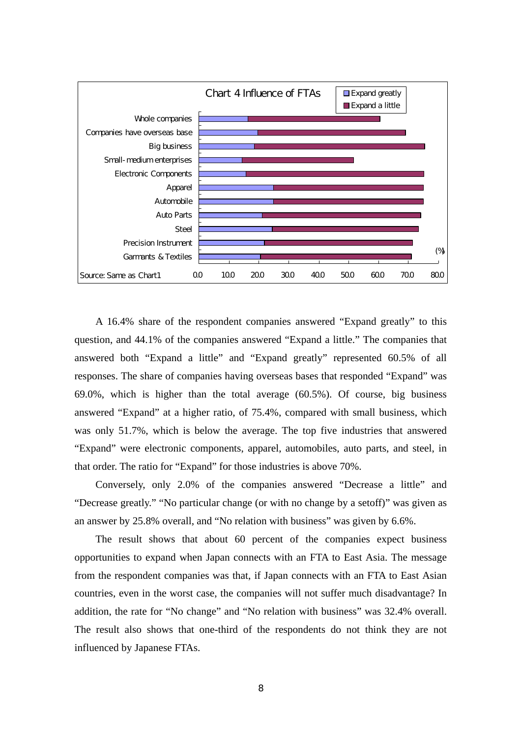**Chart 4 Influence of FTAs**

Legend: Expand greatly; Expand a little

Categories: Whole companies; Companies have overseas base; Big business; Small-medium enterprises; Electronic Components; Apparel; Automobile; Auto Parts; Steel; Precision Instrument; Garmants & Textiles

Axis: 0.0, 10.0, 20.0, 30.0, 40.0, 50.0, 60.0, 70.0, 80.0 (%)

Source: Same as Chart1

A 16.4% share of the respondent companies answered "Expand greatly" to this question, and 44.1% of the companies answered "Expand a little." The companies that answered both "Expand a little" and "Expand greatly" represented 60.5% of all responses. The share of companies having overseas bases that responded "Expand" was 69.0%, which is higher than the total average (60.5%). Of course, big business answered "Expand" at a higher ratio, of 75.4%, compared with small business, which was only 51.7%, which is below the average. The top five industries that answered "Expand" were electronic components, apparel, automobiles, auto parts, and steel, in that order. The ratio for "Expand" for those industries is above 70%.

Conversely, only 2.0% of the companies answered "Decrease a little" and "Decrease greatly." "No particular change (or with no change by a setoff)" was given as an answer by 25.8% overall, and "No relation with business" was given by 6.6%.

The result shows that about 60 percent of the companies expect business opportunities to expand when Japan connects with an FTA to East Asia. The message from the respondent companies was that, if Japan connects with an FTA to East Asian countries, even in the worst case, the companies will not suffer much disadvantage? In addition, the rate for "No change" and "No relation with business" was 32.4% overall. The result also shows that one-third of the respondents do not think they are not influenced by Japanese FTAs.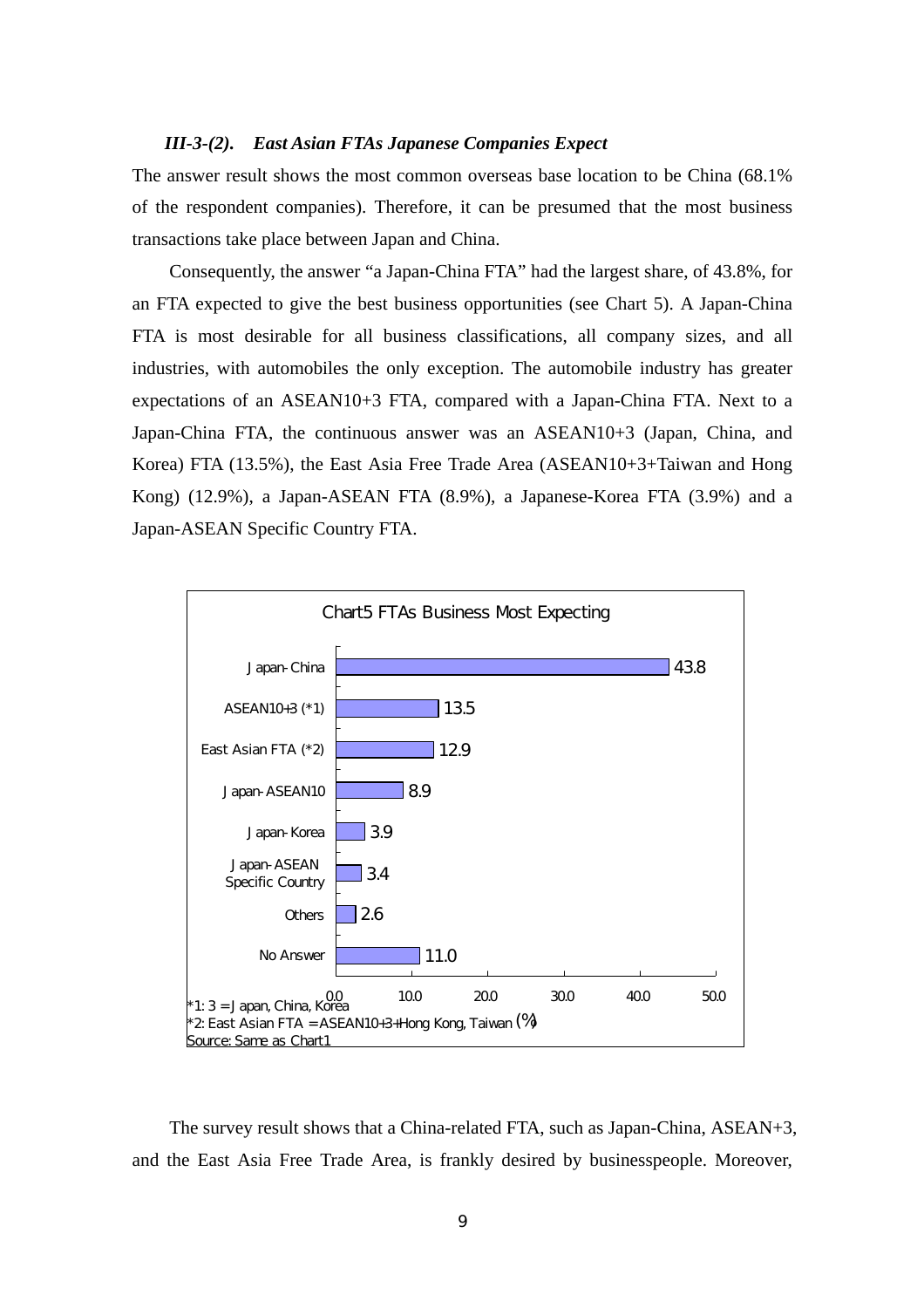### *III-3-(2). East Asian FTAs Japanese Companies Expect*

The answer result shows the most common overseas base location to be China (68.1% of the respondent companies). Therefore, it can be presumed that the most business transactions take place between Japan and China.

Consequently, the answer "a Japan-China FTA" had the largest share, of 43.8%, for an FTA expected to give the best business opportunities (see Chart 5). A Japan-China FTA is most desirable for all business classifications, all company sizes, and all industries, with automobiles the only exception. The automobile industry has greater expectations of an ASEAN10+3 FTA, compared with a Japan-China FTA. Next to a Japan-China FTA, the continuous answer was an ASEAN10+3 (Japan, China, and Korea) FTA (13.5%), the East Asia Free Trade Area (ASEAN10+3+Taiwan and Hong Kong) (12.9%), a Japan-ASEAN FTA (8.9%), a Japanese-Korea FTA (3.9%) and a Japan-ASEAN Specific Country FTA.

Chart5 FTAs Business Most Expecting

| FTA | (%) |
|---|---|
| Japan-China | 43.8 |
| ASEAN10+3 (*1) | 13.5 |
| East Asian FTA (*2) | 12.9 |
| Japan-ASEAN10 | 8.9 |
| Japan-Korea | 3.9 |
| Japan-ASEAN Specific Country | 3.4 |
| Others | 2.6 |
| No Answer | 11.0 |

*1: 3 = Japan, China, Korea
*2: East Asian FTA = ASEAN10+3+Hong Kong, Taiwan
Source: Same as Chart1

The survey result shows that a China-related FTA, such as Japan-China, ASEAN+3, and the East Asia Free Trade Area, is frankly desired by businesspeople. Moreover,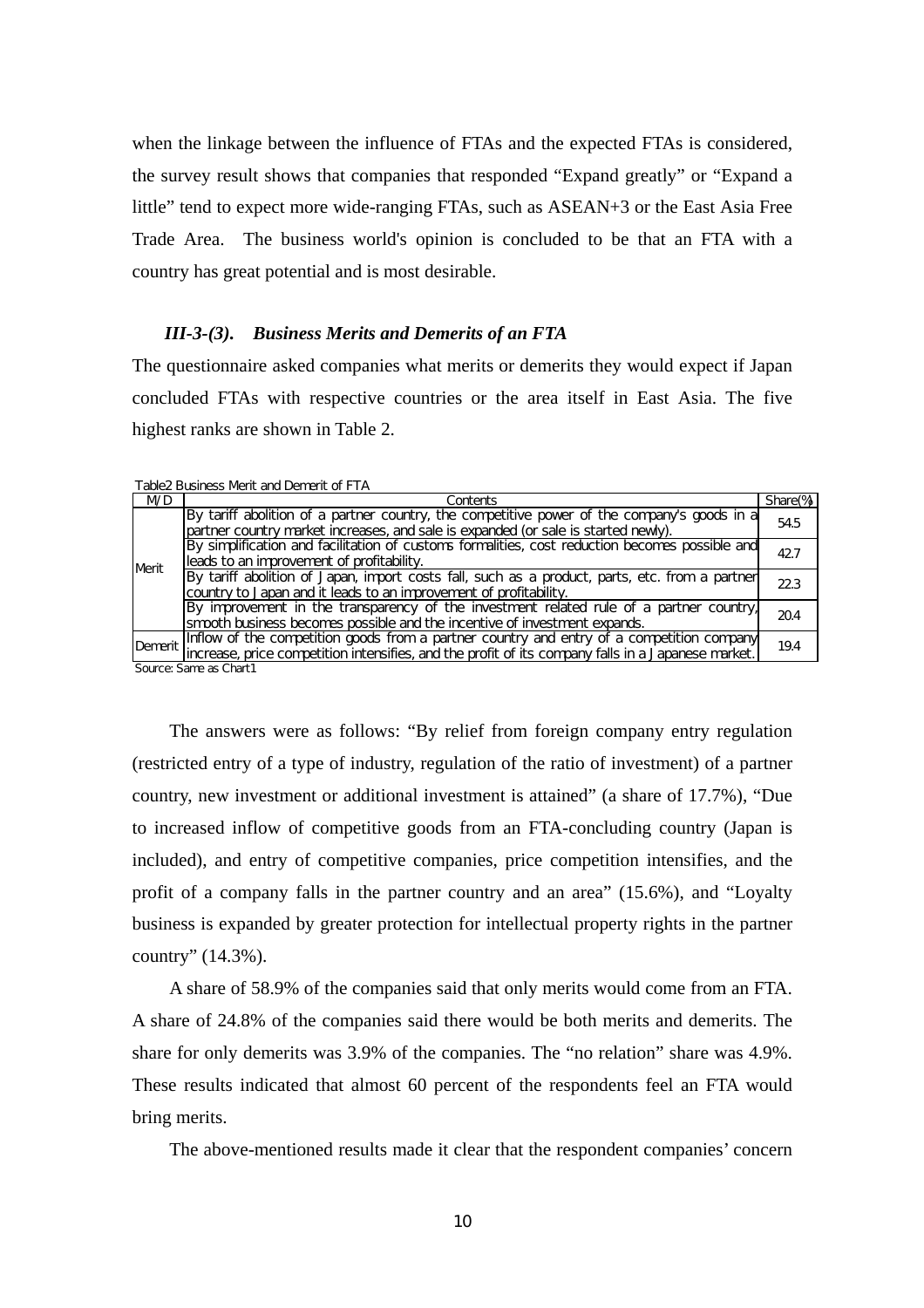when the linkage between the influence of FTAs and the expected FTAs is considered, the survey result shows that companies that responded “Expand greatly” or “Expand a little” tend to expect more wide-ranging FTAs, such as ASEAN+3 or the East Asia Free Trade Area. The business world's opinion is concluded to be that an FTA with a country has great potential and is most desirable.

### *III-3-(3). Business Merits and Demerits of an FTA*

The questionnaire asked companies what merits or demerits they would expect if Japan concluded FTAs with respective countries or the area itself in East Asia. The five highest ranks are shown in Table 2.

Table2 Business Merit and Demerit of FTA

| M/D | Contents | Share(%) |
|---|---|---|
| Merit | By tariff abolition of a partner country, the competitive power of the company's goods in a partner country market increases, and sale is expanded (or sale is started newly). | 54.5 |
| | By simplification and facilitation of customs formalities, cost reduction becomes possible and leads to an improvement of profitability. | 42.7 |
| | By tariff abolition of Japan, import costs fall, such as a product, parts, etc. from a partner country to Japan and it leads to an improvement of profitability. | 22.3 |
| | By improvement in the transparency of the investment related rule of a partner country, smooth business becomes possible and the incentive of investment expands. | 20.4 |
| Demerit | Inflow of the competition goods from a partner country and entry of a competition company increase, price competition intensifies, and the profit of its company falls in a Japanese market. | 19.4 |

Source: Same as Chart1

The answers were as follows: “By relief from foreign company entry regulation (restricted entry of a type of industry, regulation of the ratio of investment) of a partner country, new investment or additional investment is attained” (a share of 17.7%), “Due to increased inflow of competitive goods from an FTA-concluding country (Japan is included), and entry of competitive companies, price competition intensifies, and the profit of a company falls in the partner country and an area” (15.6%), and “Loyalty business is expanded by greater protection for intellectual property rights in the partner country” (14.3%).

A share of 58.9% of the companies said that only merits would come from an FTA. A share of 24.8% of the companies said there would be both merits and demerits. The share for only demerits was 3.9% of the companies. The “no relation” share was 4.9%. These results indicated that almost 60 percent of the respondents feel an FTA would bring merits.

The above-mentioned results made it clear that the respondent companies’ concern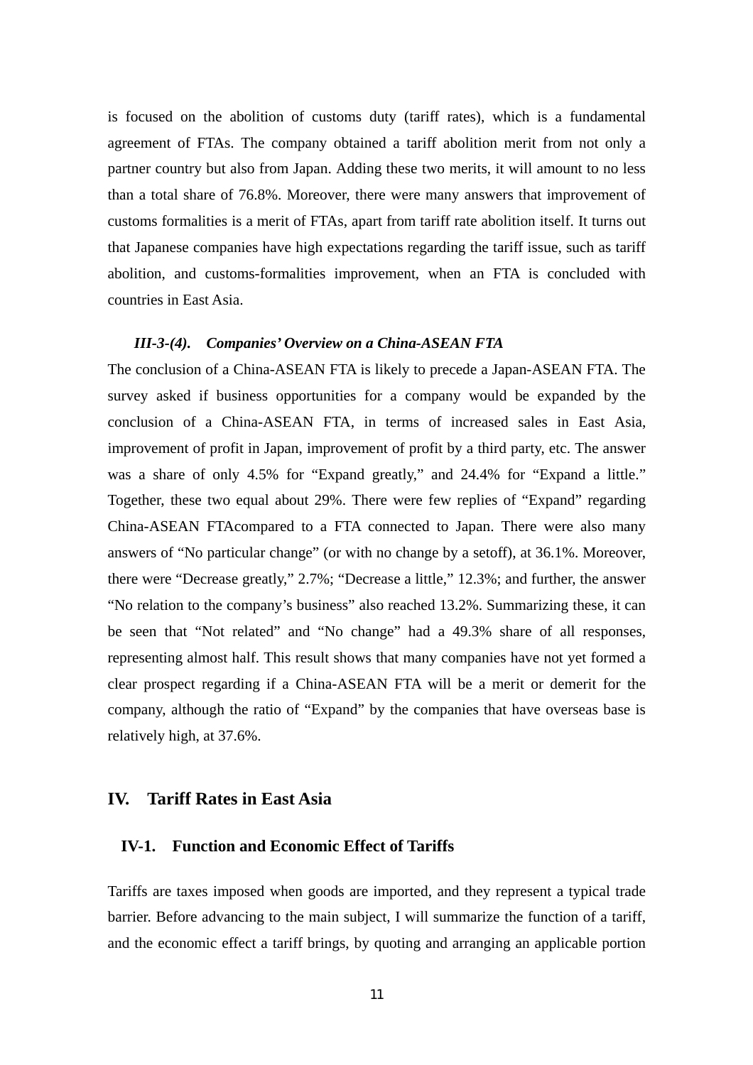is focused on the abolition of customs duty (tariff rates), which is a fundamental agreement of FTAs. The company obtained a tariff abolition merit from not only a partner country but also from Japan. Adding these two merits, it will amount to no less than a total share of 76.8%. Moreover, there were many answers that improvement of customs formalities is a merit of FTAs, apart from tariff rate abolition itself. It turns out that Japanese companies have high expectations regarding the tariff issue, such as tariff abolition, and customs-formalities improvement, when an FTA is concluded with countries in East Asia.

#### *III-3-(4). Companies' Overview on a China-ASEAN FTA*

The conclusion of a China-ASEAN FTA is likely to precede a Japan-ASEAN FTA. The survey asked if business opportunities for a company would be expanded by the conclusion of a China-ASEAN FTA, in terms of increased sales in East Asia, improvement of profit in Japan, improvement of profit by a third party, etc. The answer was a share of only 4.5% for "Expand greatly," and 24.4% for "Expand a little." Together, these two equal about 29%. There were few replies of "Expand" regarding China-ASEAN FTAcompared to a FTA connected to Japan. There were also many answers of "No particular change" (or with no change by a setoff), at 36.1%. Moreover, there were "Decrease greatly," 2.7%; "Decrease a little," 12.3%; and further, the answer "No relation to the company's business" also reached 13.2%. Summarizing these, it can be seen that "Not related" and "No change" had a 49.3% share of all responses, representing almost half. This result shows that many companies have not yet formed a clear prospect regarding if a China-ASEAN FTA will be a merit or demerit for the company, although the ratio of "Expand" by the companies that have overseas base is relatively high, at 37.6%.

## IV. Tariff Rates in East Asia

### IV-1. Function and Economic Effect of Tariffs

Tariffs are taxes imposed when goods are imported, and they represent a typical trade barrier. Before advancing to the main subject, I will summarize the function of a tariff, and the economic effect a tariff brings, by quoting and arranging an applicable portion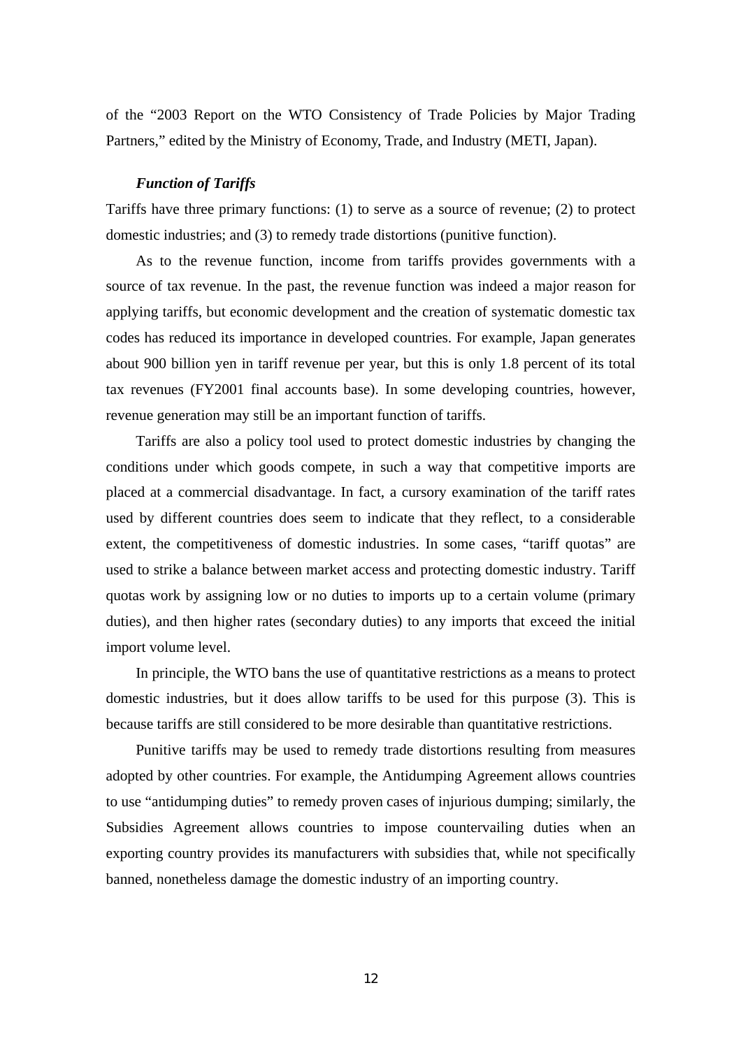of the "2003 Report on the WTO Consistency of Trade Policies by Major Trading Partners," edited by the Ministry of Economy, Trade, and Industry (METI, Japan).

### *Function of Tariffs*

Tariffs have three primary functions: (1) to serve as a source of revenue; (2) to protect domestic industries; and (3) to remedy trade distortions (punitive function).

As to the revenue function, income from tariffs provides governments with a source of tax revenue. In the past, the revenue function was indeed a major reason for applying tariffs, but economic development and the creation of systematic domestic tax codes has reduced its importance in developed countries. For example, Japan generates about 900 billion yen in tariff revenue per year, but this is only 1.8 percent of its total tax revenues (FY2001 final accounts base). In some developing countries, however, revenue generation may still be an important function of tariffs.

Tariffs are also a policy tool used to protect domestic industries by changing the conditions under which goods compete, in such a way that competitive imports are placed at a commercial disadvantage. In fact, a cursory examination of the tariff rates used by different countries does seem to indicate that they reflect, to a considerable extent, the competitiveness of domestic industries. In some cases, "tariff quotas" are used to strike a balance between market access and protecting domestic industry. Tariff quotas work by assigning low or no duties to imports up to a certain volume (primary duties), and then higher rates (secondary duties) to any imports that exceed the initial import volume level.

In principle, the WTO bans the use of quantitative restrictions as a means to protect domestic industries, but it does allow tariffs to be used for this purpose (3). This is because tariffs are still considered to be more desirable than quantitative restrictions.

Punitive tariffs may be used to remedy trade distortions resulting from measures adopted by other countries. For example, the Antidumping Agreement allows countries to use "antidumping duties" to remedy proven cases of injurious dumping; similarly, the Subsidies Agreement allows countries to impose countervailing duties when an exporting country provides its manufacturers with subsidies that, while not specifically banned, nonetheless damage the domestic industry of an importing country.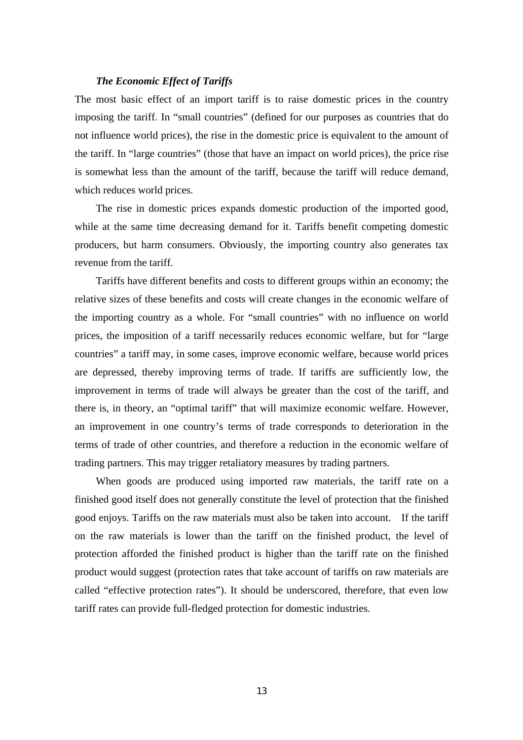### *The Economic Effect of Tariffs*

The most basic effect of an import tariff is to raise domestic prices in the country imposing the tariff. In "small countries" (defined for our purposes as countries that do not influence world prices), the rise in the domestic price is equivalent to the amount of the tariff. In "large countries" (those that have an impact on world prices), the price rise is somewhat less than the amount of the tariff, because the tariff will reduce demand, which reduces world prices.

The rise in domestic prices expands domestic production of the imported good, while at the same time decreasing demand for it. Tariffs benefit competing domestic producers, but harm consumers. Obviously, the importing country also generates tax revenue from the tariff.

Tariffs have different benefits and costs to different groups within an economy; the relative sizes of these benefits and costs will create changes in the economic welfare of the importing country as a whole. For "small countries" with no influence on world prices, the imposition of a tariff necessarily reduces economic welfare, but for "large countries" a tariff may, in some cases, improve economic welfare, because world prices are depressed, thereby improving terms of trade. If tariffs are sufficiently low, the improvement in terms of trade will always be greater than the cost of the tariff, and there is, in theory, an "optimal tariff" that will maximize economic welfare. However, an improvement in one country's terms of trade corresponds to deterioration in the terms of trade of other countries, and therefore a reduction in the economic welfare of trading partners. This may trigger retaliatory measures by trading partners.

When goods are produced using imported raw materials, the tariff rate on a finished good itself does not generally constitute the level of protection that the finished good enjoys. Tariffs on the raw materials must also be taken into account. If the tariff on the raw materials is lower than the tariff on the finished product, the level of protection afforded the finished product is higher than the tariff rate on the finished product would suggest (protection rates that take account of tariffs on raw materials are called "effective protection rates"). It should be underscored, therefore, that even low tariff rates can provide full-fledged protection for domestic industries.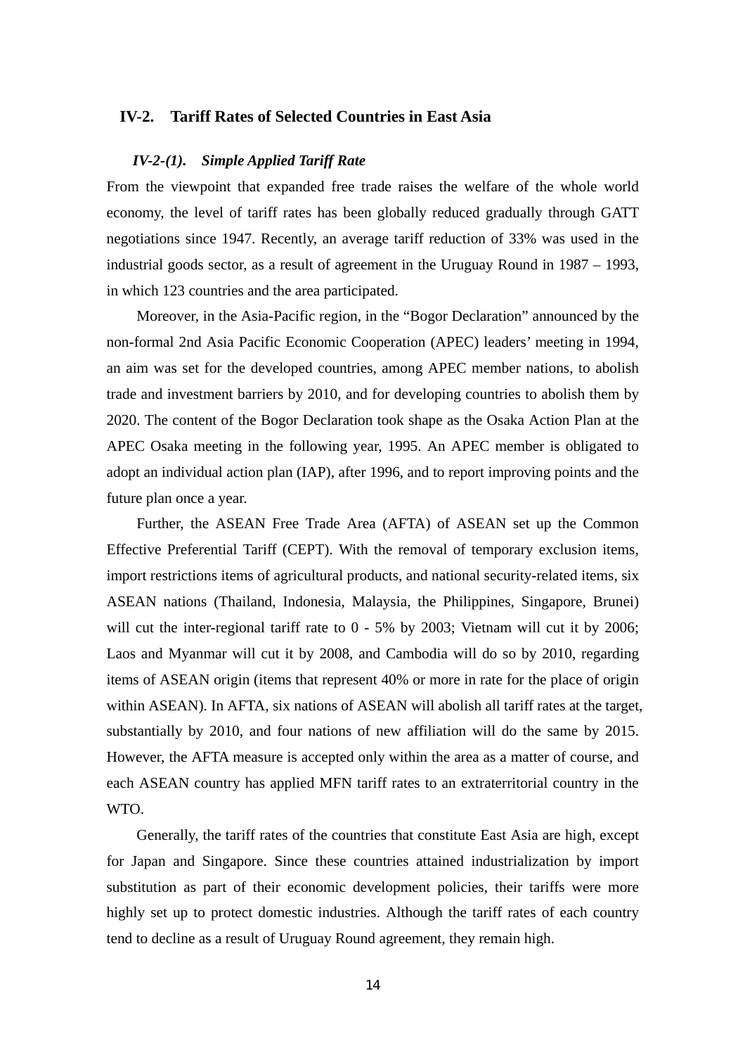## IV-2. Tariff Rates of Selected Countries in East Asia

### *IV-2-(1). Simple Applied Tariff Rate*

From the viewpoint that expanded free trade raises the welfare of the whole world economy, the level of tariff rates has been globally reduced gradually through GATT negotiations since 1947. Recently, an average tariff reduction of 33% was used in the industrial goods sector, as a result of agreement in the Uruguay Round in 1987 – 1993, in which 123 countries and the area participated.

Moreover, in the Asia-Pacific region, in the "Bogor Declaration" announced by the non-formal 2nd Asia Pacific Economic Cooperation (APEC) leaders' meeting in 1994, an aim was set for the developed countries, among APEC member nations, to abolish trade and investment barriers by 2010, and for developing countries to abolish them by 2020. The content of the Bogor Declaration took shape as the Osaka Action Plan at the APEC Osaka meeting in the following year, 1995. An APEC member is obligated to adopt an individual action plan (IAP), after 1996, and to report improving points and the future plan once a year.

Further, the ASEAN Free Trade Area (AFTA) of ASEAN set up the Common Effective Preferential Tariff (CEPT). With the removal of temporary exclusion items, import restrictions items of agricultural products, and national security-related items, six ASEAN nations (Thailand, Indonesia, Malaysia, the Philippines, Singapore, Brunei) will cut the inter-regional tariff rate to 0 - 5% by 2003; Vietnam will cut it by 2006; Laos and Myanmar will cut it by 2008, and Cambodia will do so by 2010, regarding items of ASEAN origin (items that represent 40% or more in rate for the place of origin within ASEAN). In AFTA, six nations of ASEAN will abolish all tariff rates at the target, substantially by 2010, and four nations of new affiliation will do the same by 2015. However, the AFTA measure is accepted only within the area as a matter of course, and each ASEAN country has applied MFN tariff rates to an extraterritorial country in the WTO.

Generally, the tariff rates of the countries that constitute East Asia are high, except for Japan and Singapore. Since these countries attained industrialization by import substitution as part of their economic development policies, their tariffs were more highly set up to protect domestic industries. Although the tariff rates of each country tend to decline as a result of Uruguay Round agreement, they remain high.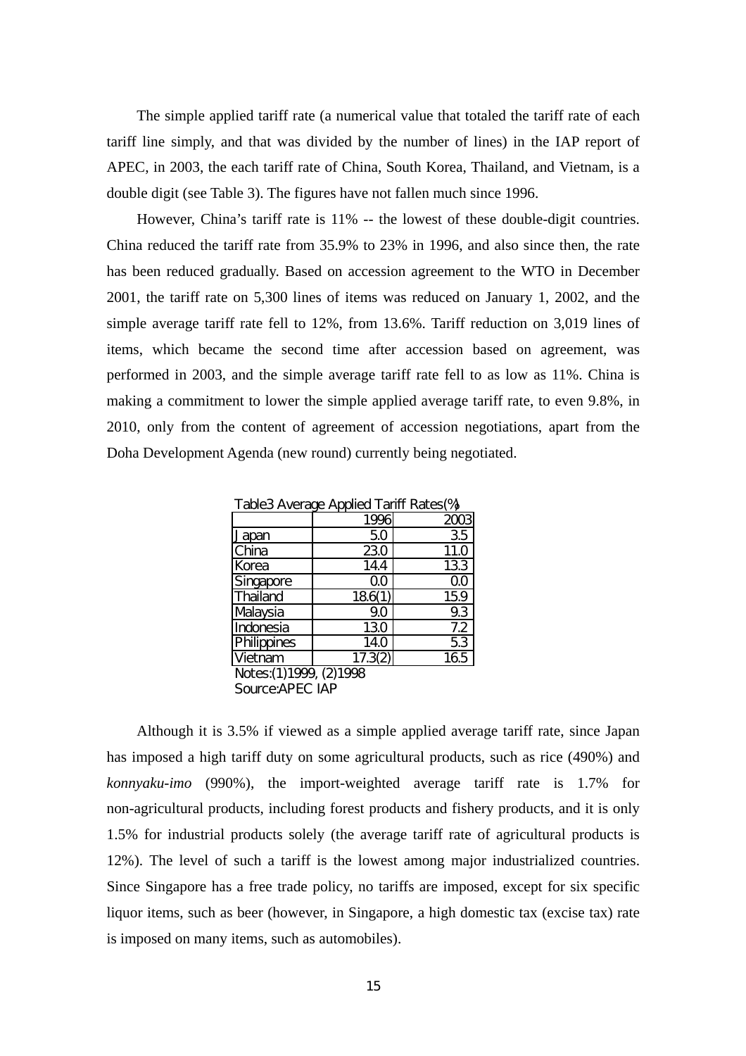The simple applied tariff rate (a numerical value that totaled the tariff rate of each tariff line simply, and that was divided by the number of lines) in the IAP report of APEC, in 2003, the each tariff rate of China, South Korea, Thailand, and Vietnam, is a double digit (see Table 3). The figures have not fallen much since 1996.

However, China's tariff rate is 11% -- the lowest of these double-digit countries. China reduced the tariff rate from 35.9% to 23% in 1996, and also since then, the rate has been reduced gradually. Based on accession agreement to the WTO in December 2001, the tariff rate on 5,300 lines of items was reduced on January 1, 2002, and the simple average tariff rate fell to 12%, from 13.6%. Tariff reduction on 3,019 lines of items, which became the second time after accession based on agreement, was performed in 2003, and the simple average tariff rate fell to as low as 11%. China is making a commitment to lower the simple applied average tariff rate, to even 9.8%, in 2010, only from the content of agreement of accession negotiations, apart from the Doha Development Agenda (new round) currently being negotiated.

Table3 Average Applied Tariff Rates(%)

| | 1996 | 2003 |
|---|---|---|
| Japan | 5.0 | 3.5 |
| China | 23.0 | 11.0 |
| Korea | 14.4 | 13.3 |
| Singapore | 0.0 | 0.0 |
| Thailand | 18.6(1) | 15.9 |
| Malaysia | 9.0 | 9.3 |
| Indonesia | 13.0 | 7.2 |
| Philippines | 14.0 | 5.3 |
| Vietnam | 17.3(2) | 16.5 |

Notes:(1)1999, (2)1998
Source:APEC IAP

Although it is 3.5% if viewed as a simple applied average tariff rate, since Japan has imposed a high tariff duty on some agricultural products, such as rice (490%) and *konnyaku-imo* (990%), the import-weighted average tariff rate is 1.7% for non-agricultural products, including forest products and fishery products, and it is only 1.5% for industrial products solely (the average tariff rate of agricultural products is 12%). The level of such a tariff is the lowest among major industrialized countries. Since Singapore has a free trade policy, no tariffs are imposed, except for six specific liquor items, such as beer (however, in Singapore, a high domestic tax (excise tax) rate is imposed on many items, such as automobiles).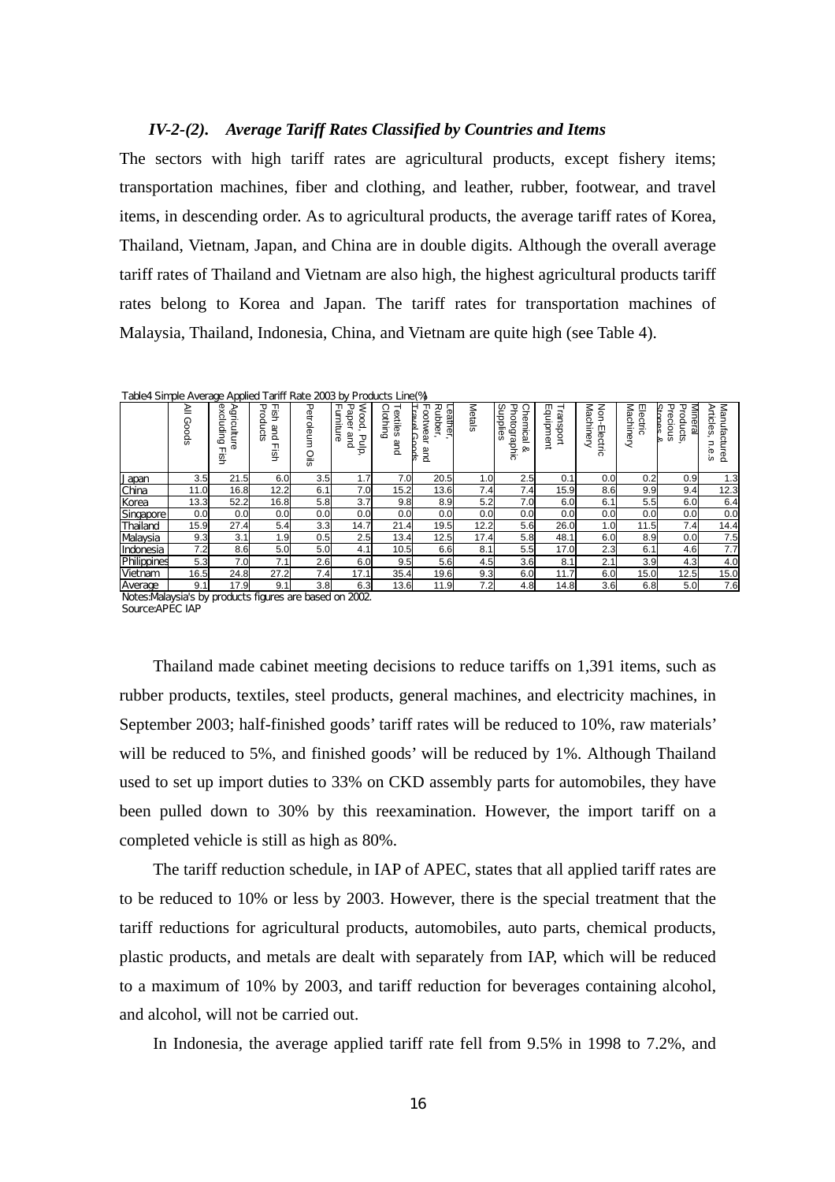### *IV-2-(2). Average Tariff Rates Classified by Countries and Items*

The sectors with high tariff rates are agricultural products, except fishery items; transportation machines, fiber and clothing, and leather, rubber, footwear, and travel items, in descending order. As to agricultural products, the average tariff rates of Korea, Thailand, Vietnam, Japan, and China are in double digits. Although the overall average tariff rates of Thailand and Vietnam are also high, the highest agricultural products tariff rates belong to Korea and Japan. The tariff rates for transportation machines of Malaysia, Thailand, Indonesia, China, and Vietnam are quite high (see Table 4).

Table4 Simple Average Applied Tariff Rate 2003 by Products Line(%)

| | All Goods | Agriculture excluding Fish | Fish and Fish Products | Petroleum Oils | Wood, Pulp, Paper and Furniture | Textiles and Clothing | Leather, Rubber, Footwear and Travel Goods | Metals | Chemical & Photographic Supplies | Transport Equipment | Non-Electric Machinery | Electric Machinery | Mineral Products, Precious Stones & | Manufactured Articles, n.e.s |
|---|---|---|---|---|---|---|---|---|---|---|---|---|---|---|
| Japan | 3.5 | 21.5 | 6.0 | 3.5 | 1.7 | 7.0 | 20.5 | 1.0 | 2.5 | 0.1 | 0.0 | 0.2 | 0.9 | 1.3 |
| China | 11.0 | 16.8 | 12.2 | 6.1 | 7.0 | 15.2 | 13.6 | 7.4 | 7.4 | 15.9 | 8.6 | 9.9 | 9.4 | 12.3 |
| Korea | 13.3 | 52.2 | 16.8 | 5.8 | 3.7 | 9.8 | 8.9 | 5.2 | 7.0 | 6.0 | 6.1 | 5.5 | 6.0 | 6.4 |
| Singapore | 0.0 | 0.0 | 0.0 | 0.0 | 0.0 | 0.0 | 0.0 | 0.0 | 0.0 | 0.0 | 0.0 | 0.0 | 0.0 | 0.0 |
| Thailand | 15.9 | 27.4 | 5.4 | 3.3 | 14.7 | 21.4 | 19.5 | 12.2 | 5.6 | 26.0 | 1.0 | 11.5 | 7.4 | 14.4 |
| Malaysia | 9.3 | 3.1 | 1.9 | 0.5 | 2.5 | 13.4 | 12.5 | 17.4 | 5.8 | 48.1 | 6.0 | 8.9 | 0.0 | 7.5 |
| Indonesia | 7.2 | 8.6 | 5.0 | 5.0 | 4.1 | 10.5 | 6.6 | 8.1 | 5.5 | 17.0 | 2.3 | 6.1 | 4.6 | 7.7 |
| Philippines | 5.3 | 7.0 | 7.1 | 2.6 | 6.0 | 9.5 | 5.6 | 4.5 | 3.6 | 8.1 | 2.1 | 3.9 | 4.3 | 4.0 |
| Vietnam | 16.5 | 24.8 | 27.2 | 7.4 | 17.1 | 35.4 | 19.6 | 9.3 | 6.0 | 11.7 | 6.0 | 15.0 | 12.5 | 15.0 |
| Average | 9.1 | 17.9 | 9.1 | 3.8 | 6.3 | 13.6 | 11.9 | 7.2 | 4.8 | 14.8 | 3.6 | 6.8 | 5.0 | 7.6 |

Notes:Malaysia's by products figures are based on 2002.
Source:APEC IAP

Thailand made cabinet meeting decisions to reduce tariffs on 1,391 items, such as rubber products, textiles, steel products, general machines, and electricity machines, in September 2003; half-finished goods' tariff rates will be reduced to 10%, raw materials' will be reduced to 5%, and finished goods' will be reduced by 1%. Although Thailand used to set up import duties to 33% on CKD assembly parts for automobiles, they have been pulled down to 30% by this reexamination. However, the import tariff on a completed vehicle is still as high as 80%.

The tariff reduction schedule, in IAP of APEC, states that all applied tariff rates are to be reduced to 10% or less by 2003. However, there is the special treatment that the tariff reductions for agricultural products, automobiles, auto parts, chemical products, plastic products, and metals are dealt with separately from IAP, which will be reduced to a maximum of 10% by 2003, and tariff reduction for beverages containing alcohol, and alcohol, will not be carried out.

In Indonesia, the average applied tariff rate fell from 9.5% in 1998 to 7.2%, and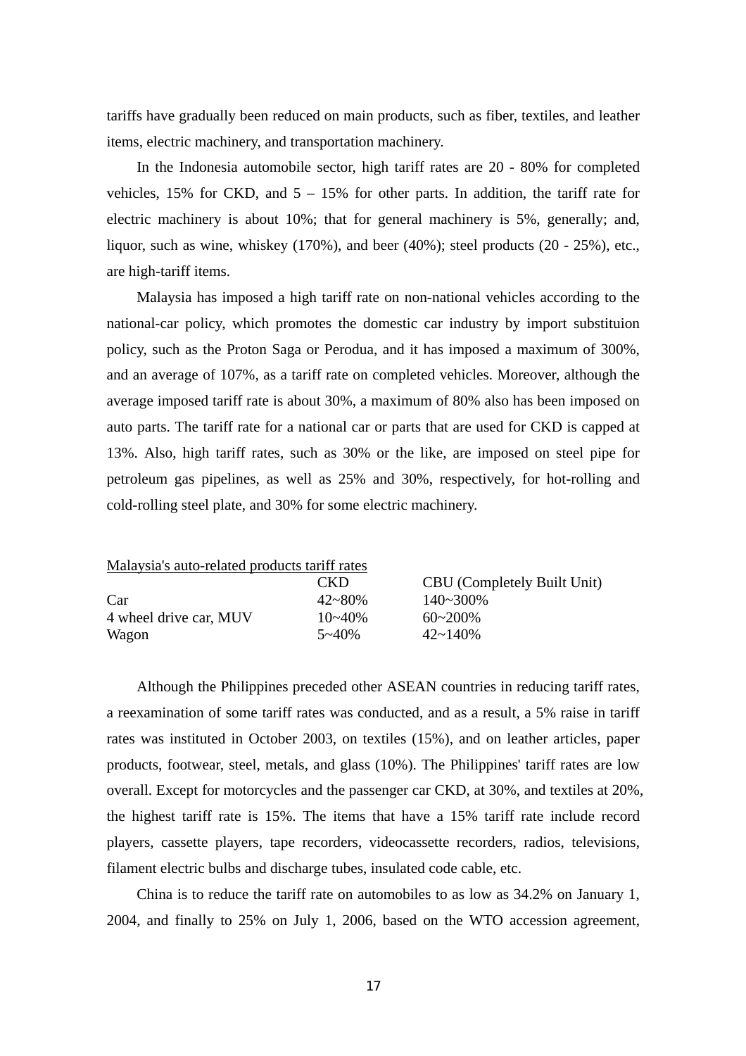tariffs have gradually been reduced on main products, such as fiber, textiles, and leather items, electric machinery, and transportation machinery.

In the Indonesia automobile sector, high tariff rates are 20 - 80% for completed vehicles, 15% for CKD, and 5 – 15% for other parts. In addition, the tariff rate for electric machinery is about 10%; that for general machinery is 5%, generally; and, liquor, such as wine, whiskey (170%), and beer (40%); steel products (20 - 25%), etc., are high-tariff items.

Malaysia has imposed a high tariff rate on non-national vehicles according to the national-car policy, which promotes the domestic car industry by import substituion policy, such as the Proton Saga or Perodua, and it has imposed a maximum of 300%, and an average of 107%, as a tariff rate on completed vehicles. Moreover, although the average imposed tariff rate is about 30%, a maximum of 80% also has been imposed on auto parts. The tariff rate for a national car or parts that are used for CKD is capped at 13%. Also, high tariff rates, such as 30% or the like, are imposed on steel pipe for petroleum gas pipelines, as well as 25% and 30%, respectively, for hot-rolling and cold-rolling steel plate, and 30% for some electric machinery.

Malaysia's auto-related products tariff rates

| | CKD | CBU (Completely Built Unit) |
|---|---|---|
| Car | 42~80% | 140~300% |
| 4 wheel drive car, MUV | 10~40% | 60~200% |
| Wagon | 5~40% | 42~140% |

Although the Philippines preceded other ASEAN countries in reducing tariff rates, a reexamination of some tariff rates was conducted, and as a result, a 5% raise in tariff rates was instituted in October 2003, on textiles (15%), and on leather articles, paper products, footwear, steel, metals, and glass (10%). The Philippines' tariff rates are low overall. Except for motorcycles and the passenger car CKD, at 30%, and textiles at 20%, the highest tariff rate is 15%. The items that have a 15% tariff rate include record players, cassette players, tape recorders, videocassette recorders, radios, televisions, filament electric bulbs and discharge tubes, insulated code cable, etc.

China is to reduce the tariff rate on automobiles to as low as 34.2% on January 1, 2004, and finally to 25% on July 1, 2006, based on the WTO accession agreement,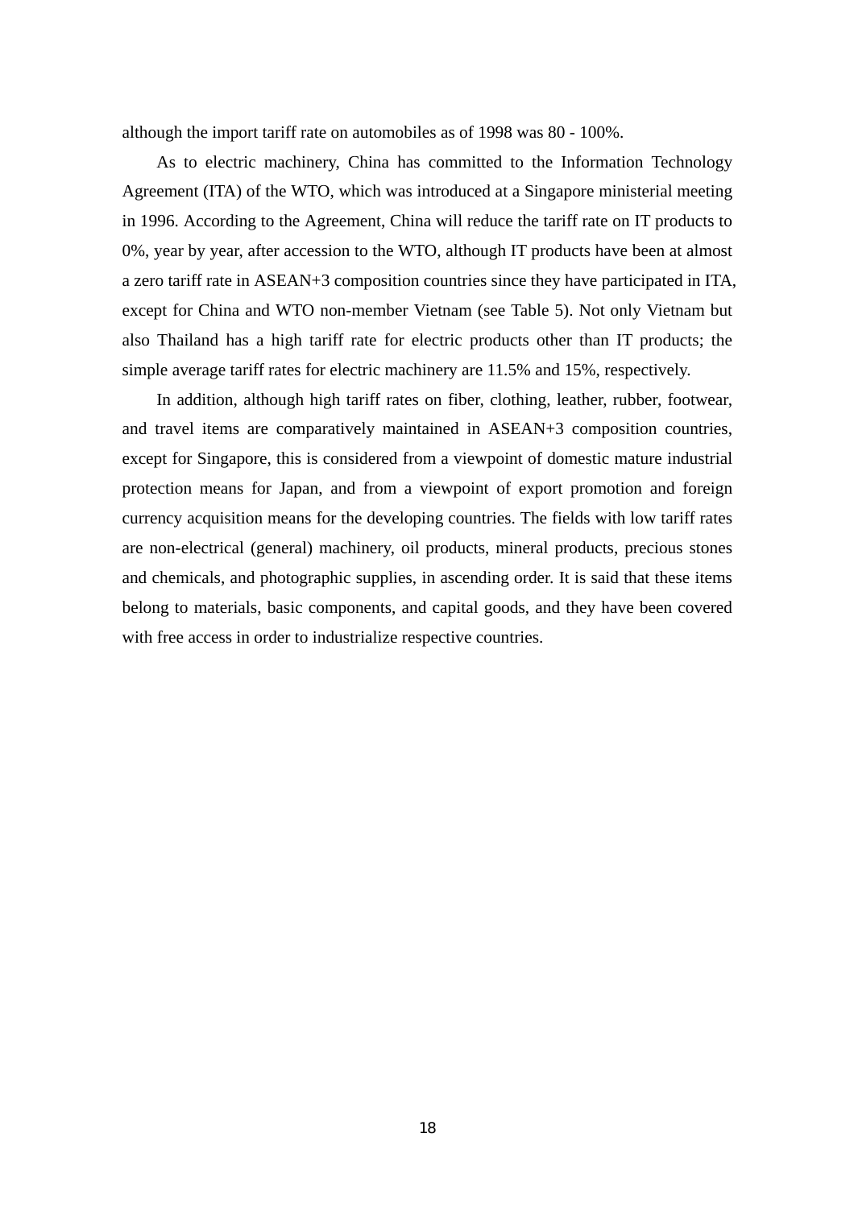although the import tariff rate on automobiles as of 1998 was 80 - 100%.

As to electric machinery, China has committed to the Information Technology Agreement (ITA) of the WTO, which was introduced at a Singapore ministerial meeting in 1996. According to the Agreement, China will reduce the tariff rate on IT products to 0%, year by year, after accession to the WTO, although IT products have been at almost a zero tariff rate in ASEAN+3 composition countries since they have participated in ITA, except for China and WTO non-member Vietnam (see Table 5). Not only Vietnam but also Thailand has a high tariff rate for electric products other than IT products; the simple average tariff rates for electric machinery are 11.5% and 15%, respectively.

In addition, although high tariff rates on fiber, clothing, leather, rubber, footwear, and travel items are comparatively maintained in ASEAN+3 composition countries, except for Singapore, this is considered from a viewpoint of domestic mature industrial protection means for Japan, and from a viewpoint of export promotion and foreign currency acquisition means for the developing countries. The fields with low tariff rates are non-electrical (general) machinery, oil products, mineral products, precious stones and chemicals, and photographic supplies, in ascending order. It is said that these items belong to materials, basic components, and capital goods, and they have been covered with free access in order to industrialize respective countries.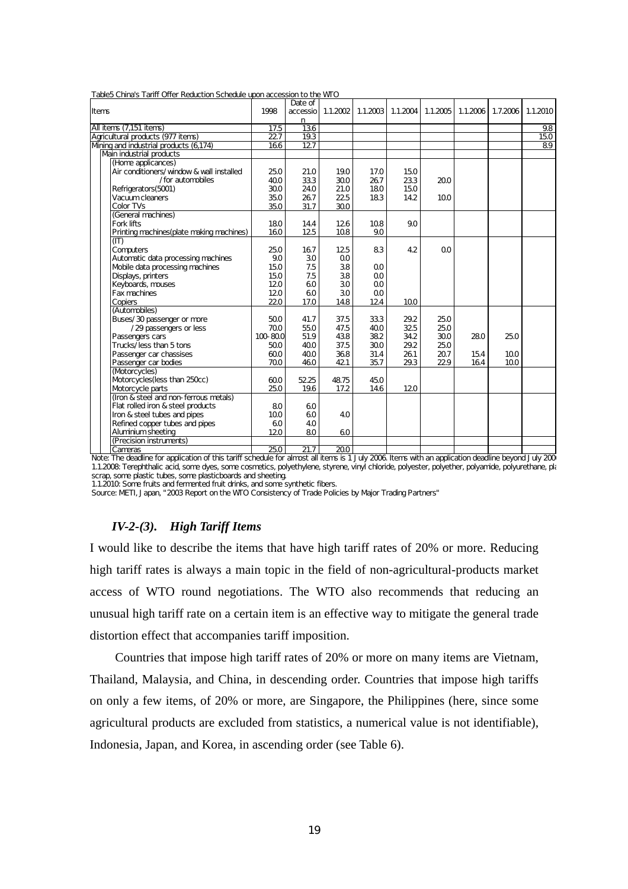Table5 China's Tariff Offer Reduction Schedule upon accession to the WTO

| Items | 1998 | Date of accession | 1.1.2002 | 1.1.2003 | 1.1.2004 | 1.1.2005 | 1.1.2006 | 1.7.2006 | 1.1.2010 |
|---|---|---|---|---|---|---|---|---|---|
| All items (7,151 items) | 17.5 | 13.6 | | | | | | | 9.8 |
| Agricultural products (977 items) | 22.7 | 19.3 | | | | | | | 15.0 |
| Mining and industrial products (6,174) | 16.6 | 12.7 | | | | | | | 8.9 |
| Main industrial products | | | | | | | | | |
| (Home applicances) | | | | | | | | | |
| Air conditioners/window & wall installed | 25.0 | 21.0 | 19.0 | 17.0 | 15.0 | | | | |
| /for automobiles | 40.0 | 33.3 | 30.0 | 26.7 | 23.3 | 20.0 | | | |
| Refrigerators(5001) | 30.0 | 24.0 | 21.0 | 18.0 | 15.0 | | | | |
| Vacuum cleaners | 35.0 | 26.7 | 22.5 | 18.3 | 14.2 | 10.0 | | | |
| Color TVs | 35.0 | 31.7 | 30.0 | | | | | | |
| (General machines) | | | | | | | | | |
| Fork lifts | 18.0 | 14.4 | 12.6 | 10.8 | 9.0 | | | | |
| Printing machines(plate making machines) | 16.0 | 12.5 | 10.8 | 9.0 | | | | | |
| (IT) | | | | | | | | | |
| Computers | 25.0 | 16.7 | 12.5 | 8.3 | 4.2 | 0.0 | | | |
| Automatic data processing machines | 9.0 | 3.0 | 0.0 | | | | | | |
| Mobile data processing machines | 15.0 | 7.5 | 3.8 | 0.0 | | | | | |
| Displays, printers | 15.0 | 7.5 | 3.8 | 0.0 | | | | | |
| Keyboards, mouses | 12.0 | 6.0 | 3.0 | 0.0 | | | | | |
| Fax machines | 12.0 | 6.0 | 3.0 | 0.0 | | | | | |
| Copiers | 22.0 | 17.0 | 14.8 | 12.4 | 10.0 | | | | |
| (Automobiles) | | | | | | | | | |
| Buses/30 passenger or more | 50.0 | 41.7 | 37.5 | 33.3 | 29.2 | 25.0 | | | |
| /29 passengers or less | 70.0 | 55.0 | 47.5 | 40.0 | 32.5 | 25.0 | | | |
| Passengers cars | 100-80.0 | 51.9 | 43.8 | 38.2 | 34.2 | 30.0 | 28.0 | 25.0 | |
| Trucks/less than 5 tons | 50.0 | 40.0 | 37.5 | 30.0 | 29.2 | 25.0 | | | |
| Passenger car chassises | 60.0 | 40.0 | 36.8 | 31.4 | 26.1 | 20.7 | 15.4 | 10.0 | |
| Passenger car bodies | 70.0 | 46.0 | 42.1 | 35.7 | 29.3 | 22.9 | 16.4 | 10.0 | |
| (Motorcycles) | | | | | | | | | |
| Motorcycles(less than 250cc) | 60.0 | 52.25 | 48.75 | 45.0 | | | | | |
| Motorcycle parts | 25.0 | 19.6 | 17.2 | 14.6 | 12.0 | | | | |
| (Iron & steel and non-ferrous metals) | | | | | | | | | |
| Flat rolled iron & steel products | 8.0 | 6.0 | | | | | | | |
| Iron & steel tubes and pipes | 10.0 | 6.0 | 4.0 | | | | | | |
| Refined copper tubes and pipes | 6.0 | 4.0 | | | | | | | |
| Aluminium sheeting | 12.0 | 8.0 | 6.0 | | | | | | |
| (Precision instruments) | | | | | | | | | |
| Cameras | 25.0 | 21.7 | 20.0 | | | | | | |

Note: The deadline for application of this tariff schedule for almost all items is 1 July 2006. Items with an application deadline beyond July 200
1.1.2008: Terephthalic acid, some dyes, some cosmetics, polyethylene, styrene, vinyl chloride, polyester, polyether, polyamide, polyurethane, pla
scrap, some plastic tubes, some plasticboards and sheeting.
1.1.2010: Some fruits and fermented fruit drinks, and some synthetic fibers.
Source: METI, Japan, "2003 Report on the WTO Consistency of Trade Policies by Major Trading Partners"

### *IV-2-(3). High Tariff Items*

I would like to describe the items that have high tariff rates of 20% or more. Reducing high tariff rates is always a main topic in the field of non-agricultural-products market access of WTO round negotiations. The WTO also recommends that reducing an unusual high tariff rate on a certain item is an effective way to mitigate the general trade distortion effect that accompanies tariff imposition.

Countries that impose high tariff rates of 20% or more on many items are Vietnam, Thailand, Malaysia, and China, in descending order. Countries that impose high tariffs on only a few items, of 20% or more, are Singapore, the Philippines (here, since some agricultural products are excluded from statistics, a numerical value is not identifiable), Indonesia, Japan, and Korea, in ascending order (see Table 6).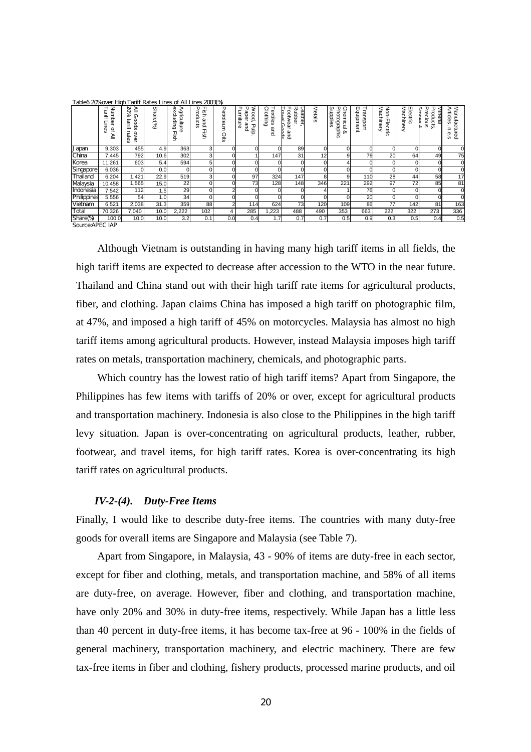Table6 20%over High Tariff Rates Lines of All Lines 2003(%)

| | Number of All Tariff Lines | All Goods over 20% tariff rates | Share(%) | Agriculture excluding Fish | Fish and Fish Products | Petroleum Oils | Wood, Pulp, Paper and Furniture | Textiles and Clothing | Leather, Rubber, Footwear and Travel Goods | Metals | Chemical & Photographic Supplies | Transport Equipment | Non-Electric Machinery | Electric Machinery | Mineral Products, Precious Stones & | Manufactured Articles, n.e.s |
|---|---|---|---|---|---|---|---|---|---|---|---|---|---|---|---|---|
| Japan | 9,303 | 455 | 4.9 | 363 | 3 | 0 | 0 | 0 | 89 | 0 | 0 | 0 | 0 | 0 | 0 | 0 |
| China | 7,445 | 792 | 10.6 | 302 | 3 | 0 | 1 | 147 | 31 | 12 | 9 | 79 | 20 | 64 | 49 | 75 |
| Korea | 11,261 | 603 | 5.4 | 594 | 5 | 0 | 0 | 0 | 0 | 0 | 4 | 0 | 0 | 0 | 0 | 0 |
| Singapore | 6,036 | 0 | 0.0 | 0 | 0 | 0 | 0 | 0 | 0 | 0 | 0 | 0 | 0 | 0 | 0 | 0 |
| Thailand | 6,204 | 1,421 | 22.9 | 519 | 3 | 0 | 97 | 324 | 147 | 8 | 9 | 110 | 28 | 44 | 58 | 17 |
| Malaysia | 10,458 | 1,565 | 15.0 | 22 | 0 | 0 | 73 | 128 | 148 | 346 | 221 | 292 | 97 | 72 | 85 | 81 |
| Indonesia | 7,542 | 112 | 1.5 | 29 | 0 | 2 | 0 | 0 | 0 | 4 | 1 | 76 | 0 | 0 | 0 | 0 |
| Philippines | 5,556 | 54 | 1.0 | 34 | 0 | 0 | 0 | 0 | 0 | 0 | 0 | 20 | 0 | 0 | 0 | 0 |
| Vietnam | 6,521 | 2,038 | 31.3 | 359 | 88 | 2 | 114 | 624 | 73 | 120 | 109 | 86 | 77 | 142 | 81 | 163 |
| Total | 70,326 | 7,040 | 10.0 | 2,222 | 102 | 4 | 285 | 1,223 | 488 | 490 | 353 | 663 | 222 | 322 | 273 | 336 |
| Share(%) | 100.0 | 10.0 | 10.0 | 3.2 | 0.1 | 0.0 | 0.4 | 1.7 | 0.7 | 0.7 | 0.5 | 0.9 | 0.3 | 0.5 | 0.4 | 0.5 |

Source:APEC IAP

Although Vietnam is outstanding in having many high tariff items in all fields, the high tariff items are expected to decrease after accession to the WTO in the near future. Thailand and China stand out with their high tariff rate items for agricultural products, fiber, and clothing. Japan claims China has imposed a high tariff on photographic film, at 47%, and imposed a high tariff of 45% on motorcycles. Malaysia has almost no high tariff items among agricultural products. However, instead Malaysia imposes high tariff rates on metals, transportation machinery, chemicals, and photographic parts.

Which country has the lowest ratio of high tariff items? Apart from Singapore, the Philippines has few items with tariffs of 20% or over, except for agricultural products and transportation machinery. Indonesia is also close to the Philippines in the high tariff levy situation. Japan is over-concentrating on agricultural products, leather, rubber, footwear, and travel items, for high tariff rates. Korea is over-concentrating its high tariff rates on agricultural products.

### *IV-2-(4). Duty-Free Items*

Finally, I would like to describe duty-free items. The countries with many duty-free goods for overall items are Singapore and Malaysia (see Table 7).

Apart from Singapore, in Malaysia, 43 - 90% of items are duty-free in each sector, except for fiber and clothing, metals, and transportation machine, and 58% of all items are duty-free, on average. However, fiber and clothing, and transportation machine, have only 20% and 30% in duty-free items, respectively. While Japan has a little less than 40 percent in duty-free items, it has become tax-free at 96 - 100% in the fields of general machinery, transportation machinery, and electric machinery. There are few tax-free items in fiber and clothing, fishery products, processed marine products, and oil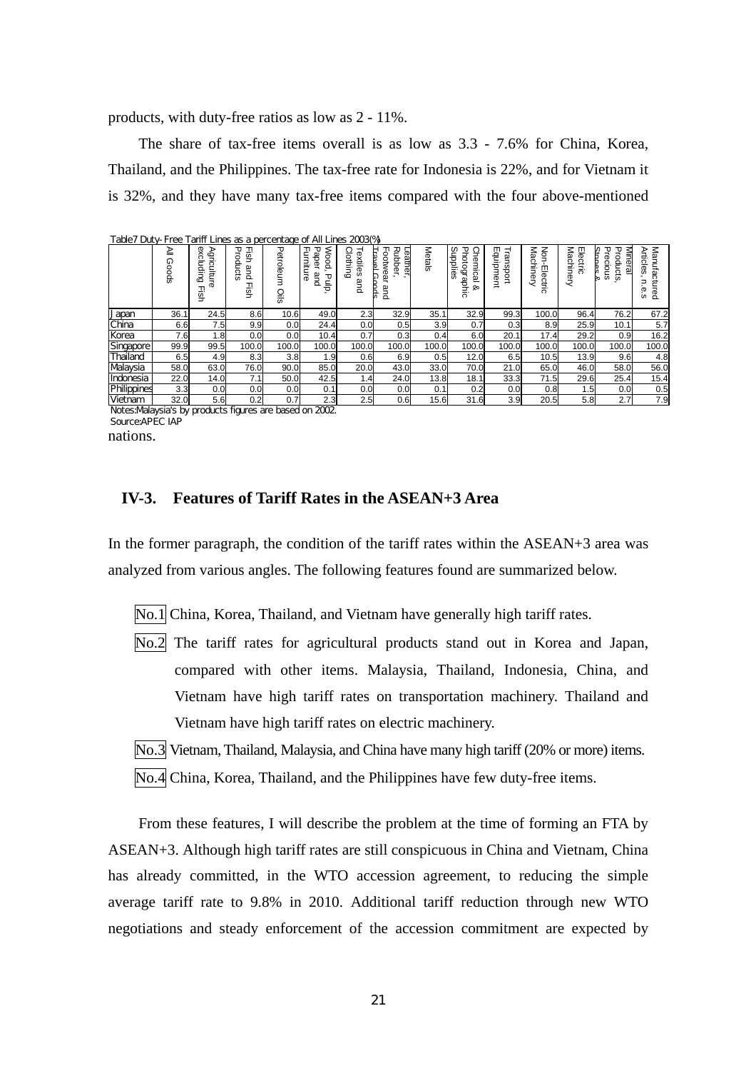products, with duty-free ratios as low as 2 - 11%.

The share of tax-free items overall is as low as 3.3 - 7.6% for China, Korea, Thailand, and the Philippines. The tax-free rate for Indonesia is 22%, and for Vietnam it is 32%, and they have many tax-free items compared with the four above-mentioned nations.

Table7 Duty-Free Tariff Lines as a percentage of All Lines 2003(%)

| | All Goods | Agriculture excluding Fish | Fish and Fish Products | Petroleum Oils | Wood, Pulp, Paper and Furniture | Textiles and Clothing | Leather, Rubber, Footwear and Travel Goods | Metals | Chemical & Photographic Supplies | Transport Equipment | Non-Electric Machinery | Electric Machinery | Mineral Products, Precious Stones & | Manufactured Articles, n.e.s |
|---|---|---|---|---|---|---|---|---|---|---|---|---|---|---|
| Japan | 36.1 | 24.5 | 8.6 | 10.6 | 49.0 | 2.3 | 32.9 | 35.1 | 32.9 | 99.3 | 100.0 | 96.4 | 76.2 | 67.2 |
| China | 6.6 | 7.5 | 9.9 | 0.0 | 24.4 | 0.0 | 0.5 | 3.9 | 0.7 | 0.3 | 8.9 | 25.9 | 10.1 | 5.7 |
| Korea | 7.6 | 1.8 | 0.0 | 0.0 | 10.4 | 0.7 | 0.3 | 0.4 | 6.0 | 20.1 | 17.4 | 29.2 | 0.9 | 16.2 |
| Singapore | 99.9 | 99.5 | 100.0 | 100.0 | 100.0 | 100.0 | 100.0 | 100.0 | 100.0 | 100.0 | 100.0 | 100.0 | 100.0 | 100.0 |
| Thailand | 6.5 | 4.9 | 8.3 | 3.8 | 1.9 | 0.6 | 6.9 | 0.5 | 12.0 | 6.5 | 10.5 | 13.9 | 9.6 | 4.8 |
| Malaysia | 58.0 | 63.0 | 76.0 | 90.0 | 85.0 | 20.0 | 43.0 | 33.0 | 70.0 | 21.0 | 65.0 | 46.0 | 58.0 | 56.0 |
| Indonesia | 22.0 | 14.0 | 7.1 | 50.0 | 42.5 | 1.4 | 24.0 | 13.8 | 18.1 | 33.3 | 71.5 | 29.6 | 25.4 | 15.4 |
| Philippines | 3.3 | 0.0 | 0.0 | 0.0 | 0.1 | 0.0 | 0.0 | 0.1 | 0.2 | 0.0 | 0.8 | 1.5 | 0.0 | 0.5 |
| Vietnam | 32.0 | 5.6 | 0.2 | 0.7 | 2.3 | 2.5 | 0.6 | 15.6 | 31.6 | 3.9 | 20.5 | 5.8 | 2.7 | 7.9 |

Notes:Malaysia's by products figures are based on 2002.
Source:APEC IAP

## IV-3. Features of Tariff Rates in the ASEAN+3 Area

In the former paragraph, the condition of the tariff rates within the ASEAN+3 area was analyzed from various angles. The following features found are summarized below.

- No.1 China, Korea, Thailand, and Vietnam have generally high tariff rates.
- No.2 The tariff rates for agricultural products stand out in Korea and Japan, compared with other items. Malaysia, Thailand, Indonesia, China, and Vietnam have high tariff rates on transportation machinery. Thailand and Vietnam have high tariff rates on electric machinery.
- No.3 Vietnam, Thailand, Malaysia, and China have many high tariff (20% or more) items.
- No.4 China, Korea, Thailand, and the Philippines have few duty-free items.

From these features, I will describe the problem at the time of forming an FTA by ASEAN+3. Although high tariff rates are still conspicuous in China and Vietnam, China has already committed, in the WTO accession agreement, to reducing the simple average tariff rate to 9.8% in 2010. Additional tariff reduction through new WTO negotiations and steady enforcement of the accession commitment are expected by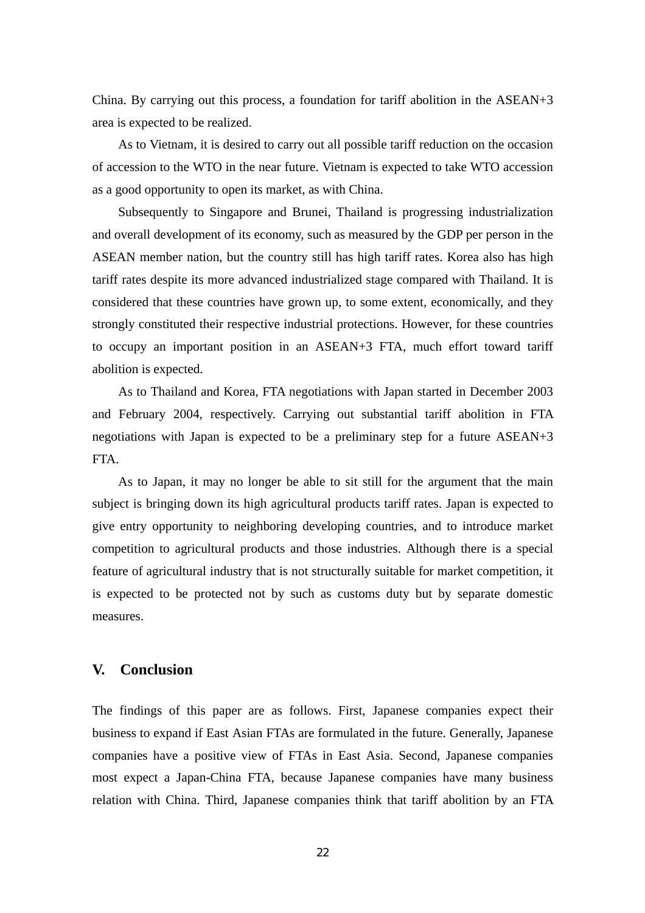China. By carrying out this process, a foundation for tariff abolition in the ASEAN+3 area is expected to be realized.

As to Vietnam, it is desired to carry out all possible tariff reduction on the occasion of accession to the WTO in the near future. Vietnam is expected to take WTO accession as a good opportunity to open its market, as with China.

Subsequently to Singapore and Brunei, Thailand is progressing industrialization and overall development of its economy, such as measured by the GDP per person in the ASEAN member nation, but the country still has high tariff rates. Korea also has high tariff rates despite its more advanced industrialized stage compared with Thailand. It is considered that these countries have grown up, to some extent, economically, and they strongly constituted their respective industrial protections. However, for these countries to occupy an important position in an ASEAN+3 FTA, much effort toward tariff abolition is expected.

As to Thailand and Korea, FTA negotiations with Japan started in December 2003 and February 2004, respectively. Carrying out substantial tariff abolition in FTA negotiations with Japan is expected to be a preliminary step for a future ASEAN+3 FTA.

As to Japan, it may no longer be able to sit still for the argument that the main subject is bringing down its high agricultural products tariff rates. Japan is expected to give entry opportunity to neighboring developing countries, and to introduce market competition to agricultural products and those industries. Although there is a special feature of agricultural industry that is not structurally suitable for market competition, it is expected to be protected not by such as customs duty but by separate domestic measures.

## V. Conclusion

The findings of this paper are as follows. First, Japanese companies expect their business to expand if East Asian FTAs are formulated in the future. Generally, Japanese companies have a positive view of FTAs in East Asia. Second, Japanese companies most expect a Japan-China FTA, because Japanese companies have many business relation with China. Third, Japanese companies think that tariff abolition by an FTA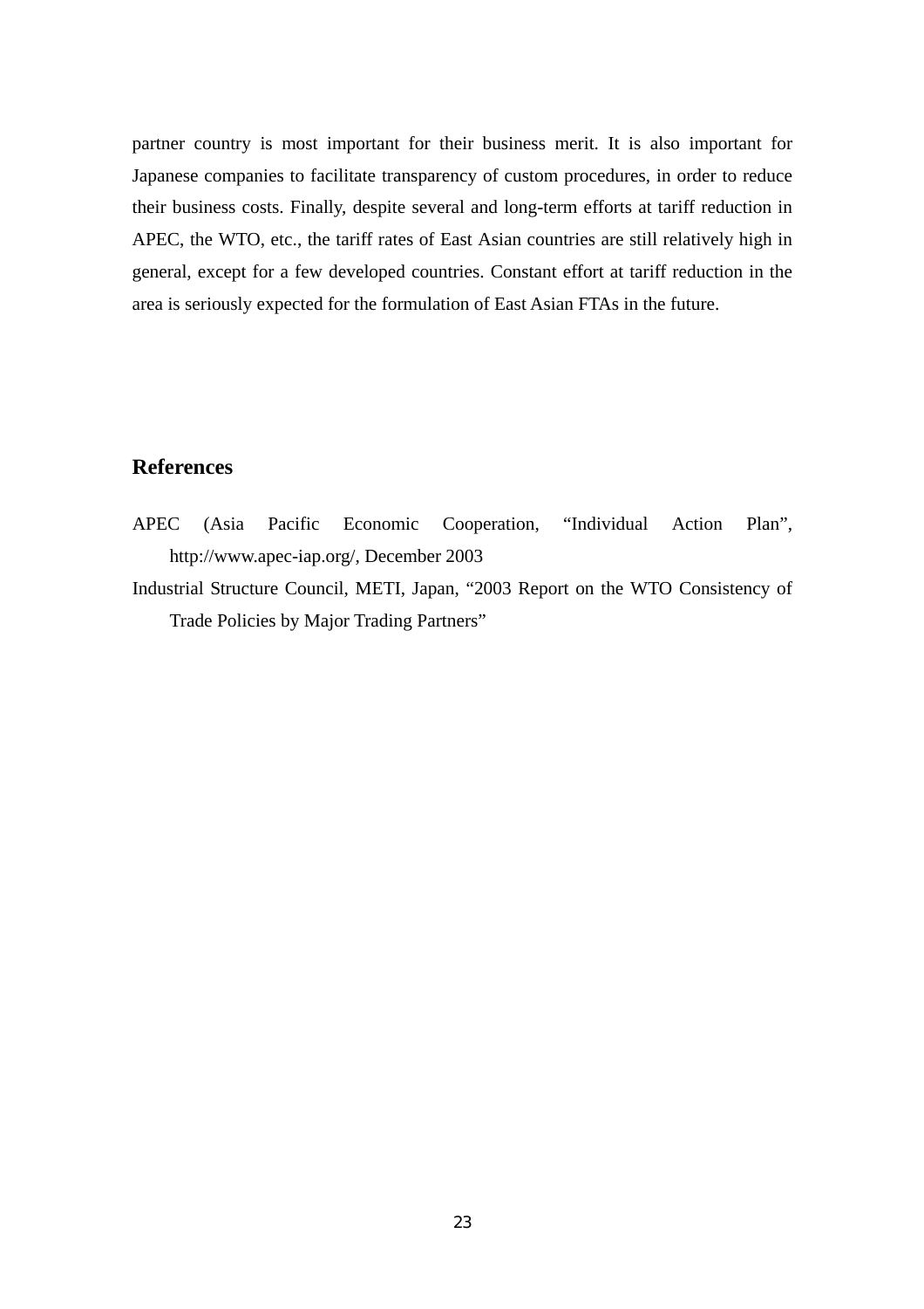partner country is most important for their business merit. It is also important for Japanese companies to facilitate transparency of custom procedures, in order to reduce their business costs. Finally, despite several and long-term efforts at tariff reduction in APEC, the WTO, etc., the tariff rates of East Asian countries are still relatively high in general, except for a few developed countries. Constant effort at tariff reduction in the area is seriously expected for the formulation of East Asian FTAs in the future.

## References

APEC (Asia Pacific Economic Cooperation, "Individual Action Plan", http://www.apec-iap.org/, December 2003

Industrial Structure Council, METI, Japan, "2003 Report on the WTO Consistency of Trade Policies by Major Trading Partners"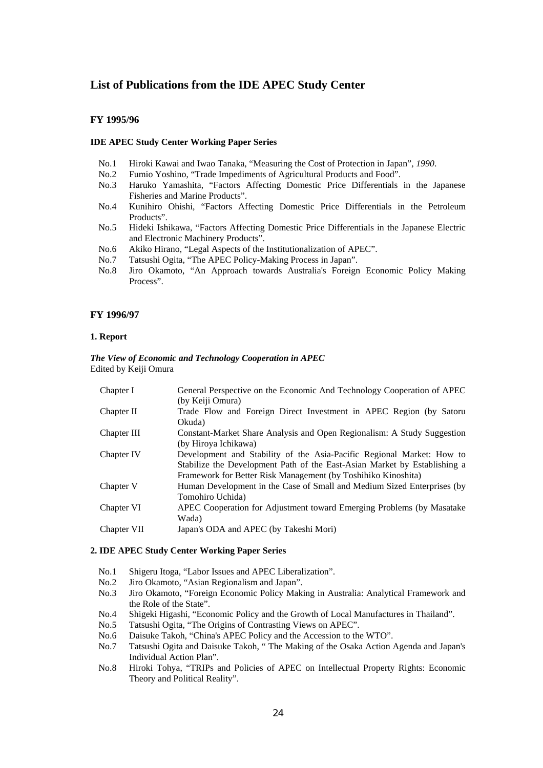# List of Publications from the IDE APEC Study Center

## FY 1995/96

### IDE APEC Study Center Working Paper Series

- No.1 Hiroki Kawai and Iwao Tanaka, "Measuring the Cost of Protection in Japan", *1990*.
- No.2 Fumio Yoshino, "Trade Impediments of Agricultural Products and Food".
- No.3 Haruko Yamashita, "Factors Affecting Domestic Price Differentials in the Japanese Fisheries and Marine Products".
- No.4 Kunihiro Ohishi, "Factors Affecting Domestic Price Differentials in the Petroleum Products".
- No.5 Hideki Ishikawa, "Factors Affecting Domestic Price Differentials in the Japanese Electric and Electronic Machinery Products".
- No.6 Akiko Hirano, "Legal Aspects of the Institutionalization of APEC".
- No.7 Tatsushi Ogita, "The APEC Policy-Making Process in Japan".
- No.8 Jiro Okamoto, "An Approach towards Australia's Foreign Economic Policy Making Process".

## FY 1996/97

### 1. Report

***The View of Economic and Technology Cooperation in APEC***
Edited by Keiji Omura

| | |
|---|---|
| Chapter I | General Perspective on the Economic And Technology Cooperation of APEC (by Keiji Omura) |
| Chapter II | Trade Flow and Foreign Direct Investment in APEC Region (by Satoru Okuda) |
| Chapter III | Constant-Market Share Analysis and Open Regionalism: A Study Suggestion (by Hiroya Ichikawa) |
| Chapter IV | Development and Stability of the Asia-Pacific Regional Market: How to Stabilize the Development Path of the East-Asian Market by Establishing a Framework for Better Risk Management (by Toshihiko Kinoshita) |
| Chapter V | Human Development in the Case of Small and Medium Sized Enterprises (by Tomohiro Uchida) |
| Chapter VI | APEC Cooperation for Adjustment toward Emerging Problems (by Masatake Wada) |
| Chapter VII | Japan's ODA and APEC (by Takeshi Mori) |

### 2. IDE APEC Study Center Working Paper Series

- No.1 Shigeru Itoga, "Labor Issues and APEC Liberalization".
- No.2 Jiro Okamoto, "Asian Regionalism and Japan".
- No.3 Jiro Okamoto, "Foreign Economic Policy Making in Australia: Analytical Framework and the Role of the State".
- No.4 Shigeki Higashi, "Economic Policy and the Growth of Local Manufactures in Thailand".
- No.5 Tatsushi Ogita, "The Origins of Contrasting Views on APEC".
- No.6 Daisuke Takoh, "China's APEC Policy and the Accession to the WTO".
- No.7 Tatsushi Ogita and Daisuke Takoh, " The Making of the Osaka Action Agenda and Japan's Individual Action Plan".
- No.8 Hiroki Tohya, "TRIPs and Policies of APEC on Intellectual Property Rights: Economic Theory and Political Reality".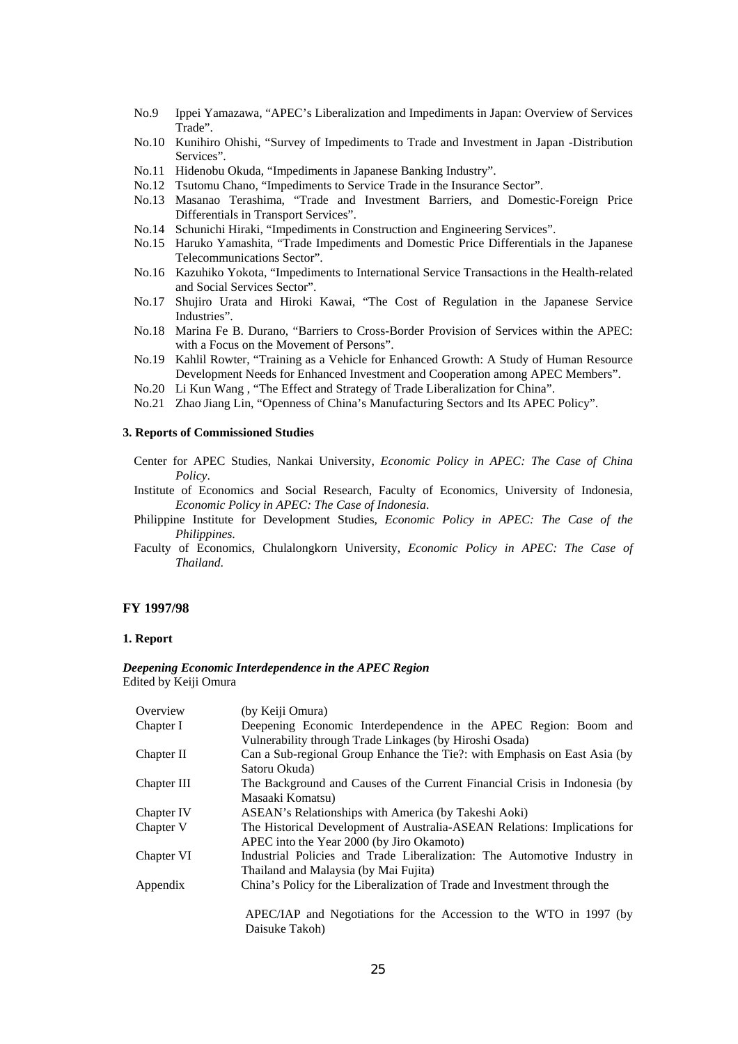No.9 Ippei Yamazawa, "APEC's Liberalization and Impediments in Japan: Overview of Services Trade".

No.10 Kunihiro Ohishi, "Survey of Impediments to Trade and Investment in Japan -Distribution Services".

No.11 Hidenobu Okuda, "Impediments in Japanese Banking Industry".

No.12 Tsutomu Chano, "Impediments to Service Trade in the Insurance Sector".

No.13 Masanao Terashima, "Trade and Investment Barriers, and Domestic-Foreign Price Differentials in Transport Services".

No.14 Schunichi Hiraki, "Impediments in Construction and Engineering Services".

No.15 Haruko Yamashita, "Trade Impediments and Domestic Price Differentials in the Japanese Telecommunications Sector".

No.16 Kazuhiko Yokota, "Impediments to International Service Transactions in the Health-related and Social Services Sector".

No.17 Shujiro Urata and Hiroki Kawai, "The Cost of Regulation in the Japanese Service Industries".

No.18 Marina Fe B. Durano, "Barriers to Cross-Border Provision of Services within the APEC: with a Focus on the Movement of Persons".

No.19 Kahlil Rowter, "Training as a Vehicle for Enhanced Growth: A Study of Human Resource Development Needs for Enhanced Investment and Cooperation among APEC Members".

No.20 Li Kun Wang , "The Effect and Strategy of Trade Liberalization for China".

No.21 Zhao Jiang Lin, "Openness of China's Manufacturing Sectors and Its APEC Policy".

### 3. Reports of Commissioned Studies

Center for APEC Studies, Nankai University, *Economic Policy in APEC: The Case of China Policy*.

Institute of Economics and Social Research, Faculty of Economics, University of Indonesia, *Economic Policy in APEC: The Case of Indonesia*.

Philippine Institute for Development Studies, *Economic Policy in APEC: The Case of the Philippines.*

Faculty of Economics, Chulalongkorn University, *Economic Policy in APEC: The Case of Thailand*.

## FY 1997/98

### 1. Report

***Deepening Economic Interdependence in the APEC Region***
Edited by Keiji Omura

| | |
|---|---|
| Overview | (by Keiji Omura) |
| Chapter I | Deepening Economic Interdependence in the APEC Region: Boom and Vulnerability through Trade Linkages (by Hiroshi Osada) |
| Chapter II | Can a Sub-regional Group Enhance the Tie?: with Emphasis on East Asia (by Satoru Okuda) |
| Chapter III | The Background and Causes of the Current Financial Crisis in Indonesia (by Masaaki Komatsu) |
| Chapter IV | ASEAN's Relationships with America (by Takeshi Aoki) |
| Chapter V | The Historical Development of Australia-ASEAN Relations: Implications for APEC into the Year 2000 (by Jiro Okamoto) |
| Chapter VI | Industrial Policies and Trade Liberalization: The Automotive Industry in Thailand and Malaysia (by Mai Fujita) |
| Appendix | China's Policy for the Liberalization of Trade and Investment through the APEC/IAP and Negotiations for the Accession to the WTO in 1997 (by Daisuke Takoh) |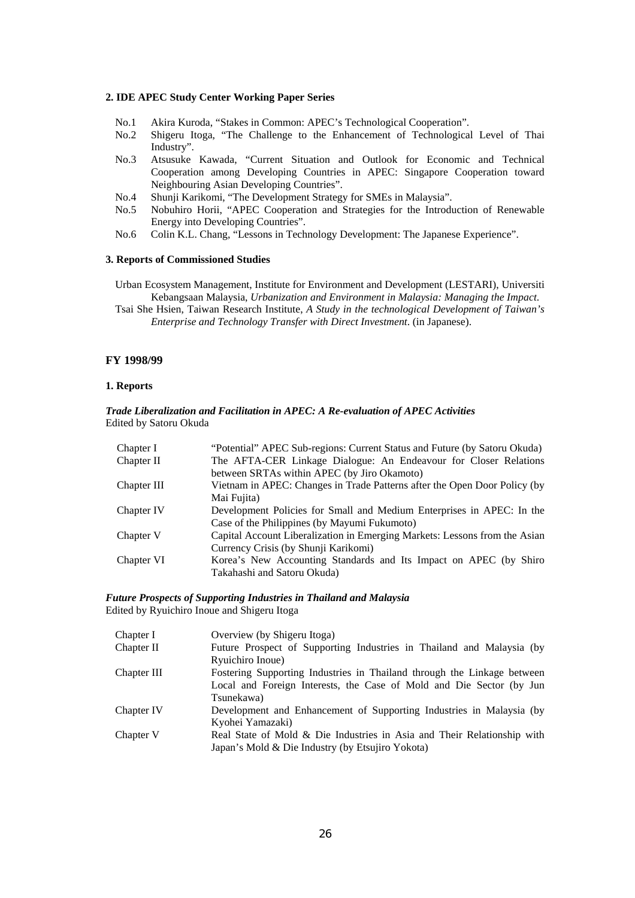**2. IDE APEC Study Center Working Paper Series**

- No.1 Akira Kuroda, "Stakes in Common: APEC's Technological Cooperation".
- No.2 Shigeru Itoga, "The Challenge to the Enhancement of Technological Level of Thai Industry".
- No.3 Atsusuke Kawada, "Current Situation and Outlook for Economic and Technical Cooperation among Developing Countries in APEC: Singapore Cooperation toward Neighbouring Asian Developing Countries".
- No.4 Shunji Karikomi, "The Development Strategy for SMEs in Malaysia".
- No.5 Nobuhiro Horii, "APEC Cooperation and Strategies for the Introduction of Renewable Energy into Developing Countries".
- No.6 Colin K.L. Chang, "Lessons in Technology Development: The Japanese Experience".

**3. Reports of Commissioned Studies**

Urban Ecosystem Management, Institute for Environment and Development (LESTARI), Universiti Kebangsaan Malaysia, *Urbanization and Environment in Malaysia: Managing the Impact*.

Tsai She Hsien, Taiwan Research Institute, *A Study in the technological Development of Taiwan's Enterprise and Technology Transfer with Direct Investment*. (in Japanese).

## FY 1998/99

**1. Reports**

***Trade Liberalization and Facilitation in APEC: A Re-evaluation of APEC Activities***
Edited by Satoru Okuda

| | |
|---|---|
| Chapter I | "Potential" APEC Sub-regions: Current Status and Future (by Satoru Okuda) |
| Chapter II | The AFTA-CER Linkage Dialogue: An Endeavour for Closer Relations between SRTAs within APEC (by Jiro Okamoto) |
| Chapter III | Vietnam in APEC: Changes in Trade Patterns after the Open Door Policy (by Mai Fujita) |
| Chapter IV | Development Policies for Small and Medium Enterprises in APEC: In the Case of the Philippines (by Mayumi Fukumoto) |
| Chapter V | Capital Account Liberalization in Emerging Markets: Lessons from the Asian Currency Crisis (by Shunji Karikomi) |
| Chapter VI | Korea's New Accounting Standards and Its Impact on APEC (by Shiro Takahashi and Satoru Okuda) |

***Future Prospects of Supporting Industries in Thailand and Malaysia***
Edited by Ryuichiro Inoue and Shigeru Itoga

| | |
|---|---|
| Chapter I | Overview (by Shigeru Itoga) |
| Chapter II | Future Prospect of Supporting Industries in Thailand and Malaysia (by Ryuichiro Inoue) |
| Chapter III | Fostering Supporting Industries in Thailand through the Linkage between Local and Foreign Interests, the Case of Mold and Die Sector (by Jun Tsunekawa) |
| Chapter IV | Development and Enhancement of Supporting Industries in Malaysia (by Kyohei Yamazaki) |
| Chapter V | Real State of Mold & Die Industries in Asia and Their Relationship with Japan's Mold & Die Industry (by Etsujiro Yokota) |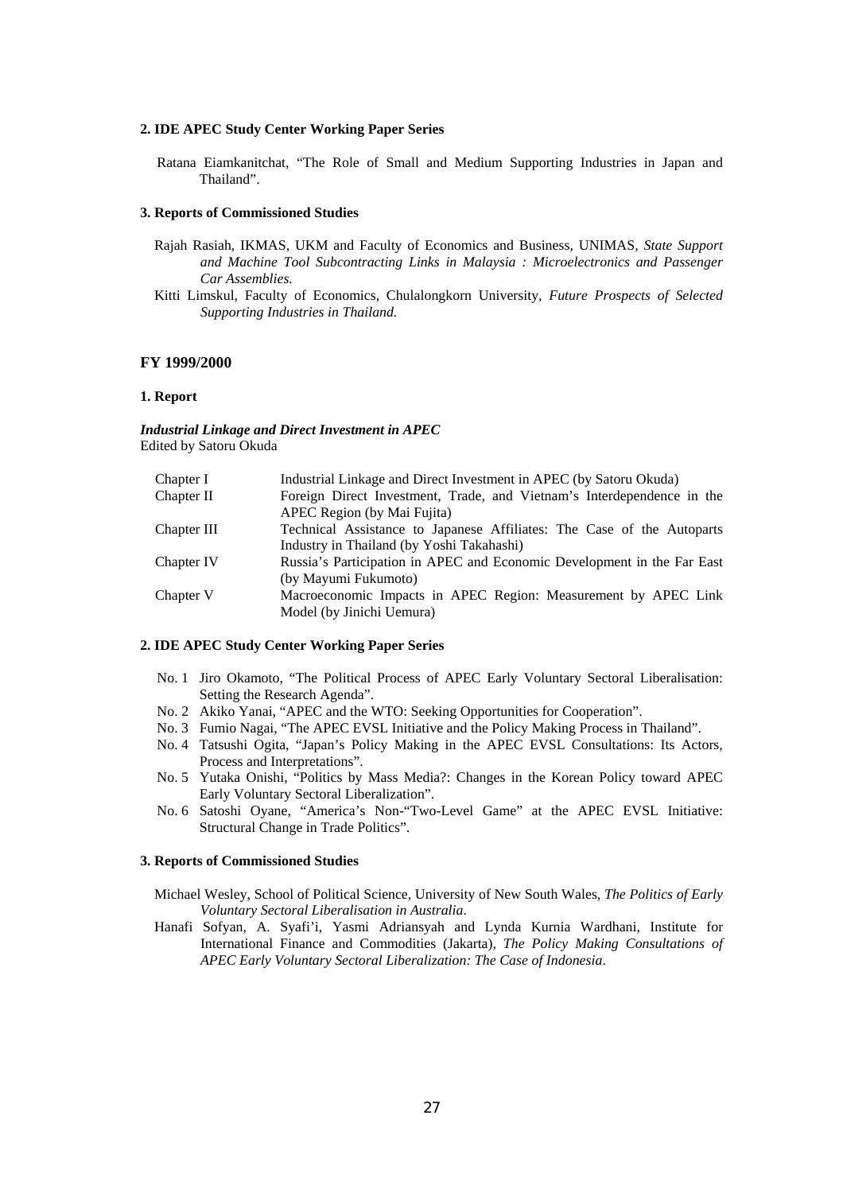**2. IDE APEC Study Center Working Paper Series**

Ratana Eiamkanitchat, "The Role of Small and Medium Supporting Industries in Japan and Thailand".

**3. Reports of Commissioned Studies**

Rajah Rasiah, IKMAS, UKM and Faculty of Economics and Business, UNIMAS, *State Support and Machine Tool Subcontracting Links in Malaysia : Microelectronics and Passenger Car Assemblies.*

Kitti Limskul, Faculty of Economics, Chulalongkorn University, *Future Prospects of Selected Supporting Industries in Thailand.*

## FY 1999/2000

**1. Report**

***Industrial Linkage and Direct Investment in APEC***
Edited by Satoru Okuda

| | |
|---|---|
| Chapter I | Industrial Linkage and Direct Investment in APEC (by Satoru Okuda) |
| Chapter II | Foreign Direct Investment, Trade, and Vietnam's Interdependence in the APEC Region (by Mai Fujita) |
| Chapter III | Technical Assistance to Japanese Affiliates: The Case of the Autoparts Industry in Thailand (by Yoshi Takahashi) |
| Chapter IV | Russia's Participation in APEC and Economic Development in the Far East (by Mayumi Fukumoto) |
| Chapter V | Macroeconomic Impacts in APEC Region: Measurement by APEC Link Model (by Jinichi Uemura) |

**2. IDE APEC Study Center Working Paper Series**

No. 1 Jiro Okamoto, "The Political Process of APEC Early Voluntary Sectoral Liberalisation: Setting the Research Agenda".

No. 2 Akiko Yanai, "APEC and the WTO: Seeking Opportunities for Cooperation".

No. 3 Fumio Nagai, "The APEC EVSL Initiative and the Policy Making Process in Thailand".

No. 4 Tatsushi Ogita, "Japan's Policy Making in the APEC EVSL Consultations: Its Actors, Process and Interpretations".

No. 5 Yutaka Onishi, "Politics by Mass Media?: Changes in the Korean Policy toward APEC Early Voluntary Sectoral Liberalization".

No. 6 Satoshi Oyane, "America's Non-"Two-Level Game" at the APEC EVSL Initiative: Structural Change in Trade Politics".

**3. Reports of Commissioned Studies**

Michael Wesley, School of Political Science, University of New South Wales, *The Politics of Early Voluntary Sectoral Liberalisation in Australia*.

Hanafi Sofyan, A. Syafi'i, Yasmi Adriansyah and Lynda Kurnia Wardhani, Institute for International Finance and Commodities (Jakarta), *The Policy Making Consultations of APEC Early Voluntary Sectoral Liberalization: The Case of Indonesia*.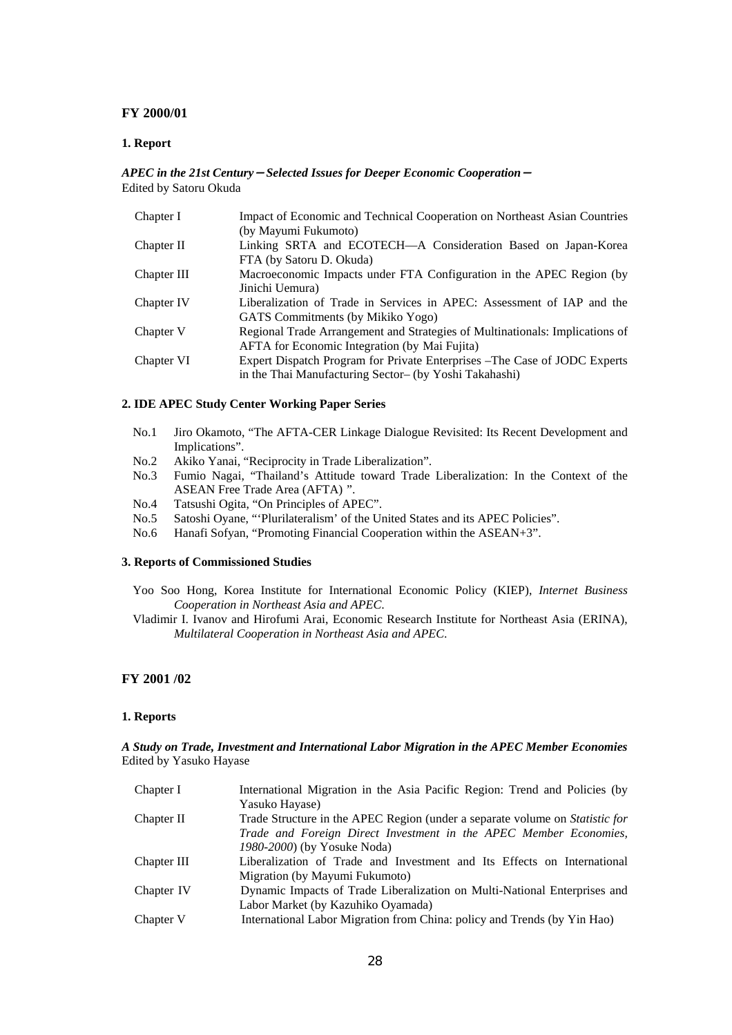## FY 2000/01

### 1. Report

***APEC in the 21st Century ─ Selected Issues for Deeper Economic Cooperation ─***
Edited by Satoru Okuda

| | |
|---|---|
| Chapter I | Impact of Economic and Technical Cooperation on Northeast Asian Countries (by Mayumi Fukumoto) |
| Chapter II | Linking SRTA and ECOTECH—A Consideration Based on Japan-Korea FTA (by Satoru D. Okuda) |
| Chapter III | Macroeconomic Impacts under FTA Configuration in the APEC Region (by Jinichi Uemura) |
| Chapter IV | Liberalization of Trade in Services in APEC: Assessment of IAP and the GATS Commitments (by Mikiko Yogo) |
| Chapter V | Regional Trade Arrangement and Strategies of Multinationals: Implications of AFTA for Economic Integration (by Mai Fujita) |
| Chapter VI | Expert Dispatch Program for Private Enterprises –The Case of JODC Experts in the Thai Manufacturing Sector– (by Yoshi Takahashi) |

### 2. IDE APEC Study Center Working Paper Series

- No.1 Jiro Okamoto, "The AFTA-CER Linkage Dialogue Revisited: Its Recent Development and Implications".
- No.2 Akiko Yanai, "Reciprocity in Trade Liberalization".
- No.3 Fumio Nagai, "Thailand's Attitude toward Trade Liberalization: In the Context of the ASEAN Free Trade Area (AFTA) ".
- No.4 Tatsushi Ogita, "On Principles of APEC".
- No.5 Satoshi Oyane, "'Plurilateralism' of the United States and its APEC Policies".
- No.6 Hanafi Sofyan, "Promoting Financial Cooperation within the ASEAN+3".

### 3. Reports of Commissioned Studies

Yoo Soo Hong, Korea Institute for International Economic Policy (KIEP), *Internet Business Cooperation in Northeast Asia and APEC*.

Vladimir I. Ivanov and Hirofumi Arai, Economic Research Institute for Northeast Asia (ERINA), *Multilateral Cooperation in Northeast Asia and APEC.*

## FY 2001 /02

### 1. Reports

***A Study on Trade, Investment and International Labor Migration in the APEC Member Economies***
Edited by Yasuko Hayase

| | |
|---|---|
| Chapter I | International Migration in the Asia Pacific Region: Trend and Policies (by Yasuko Hayase) |
| Chapter II | Trade Structure in the APEC Region (under a separate volume on *Statistic for Trade and Foreign Direct Investment in the APEC Member Economies, 1980-2000*) (by Yosuke Noda) |
| Chapter III | Liberalization of Trade and Investment and Its Effects on International Migration (by Mayumi Fukumoto) |
| Chapter IV | Dynamic Impacts of Trade Liberalization on Multi-National Enterprises and Labor Market (by Kazuhiko Oyamada) |
| Chapter V | International Labor Migration from China: policy and Trends (by Yin Hao) |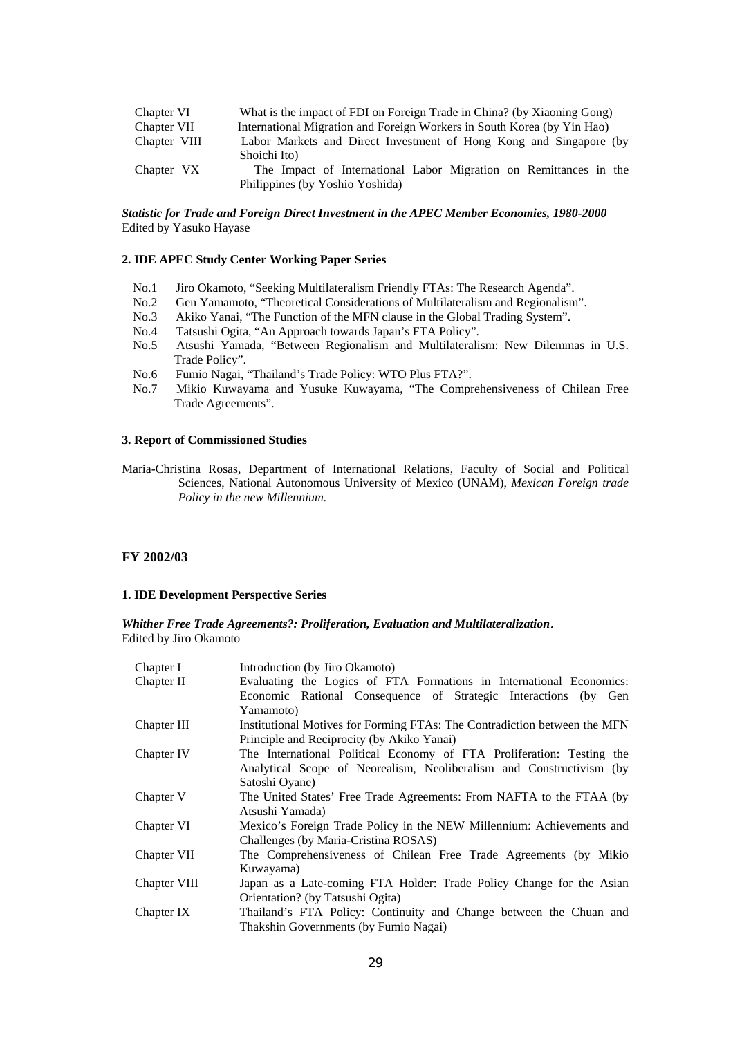| | |
|---|---|
| Chapter VI | What is the impact of FDI on Foreign Trade in China? (by Xiaoning Gong) |
| Chapter VII | International Migration and Foreign Workers in South Korea (by Yin Hao) |
| Chapter VIII | Labor Markets and Direct Investment of Hong Kong and Singapore (by Shoichi Ito) |
| Chapter VX | The Impact of International Labor Migration on Remittances in the Philippines (by Yoshio Yoshida) |

***Statistic for Trade and Foreign Direct Investment in the APEC Member Economies, 1980-2000***
Edited by Yasuko Hayase

#### 2. IDE APEC Study Center Working Paper Series

- No.1 Jiro Okamoto, "Seeking Multilateralism Friendly FTAs: The Research Agenda".
- No.2 Gen Yamamoto, "Theoretical Considerations of Multilateralism and Regionalism".
- No.3 Akiko Yanai, "The Function of the MFN clause in the Global Trading System".
- No.4 Tatsushi Ogita, "An Approach towards Japan's FTA Policy".
- No.5 Atsushi Yamada, "Between Regionalism and Multilateralism: New Dilemmas in U.S. Trade Policy".
- No.6 Fumio Nagai, "Thailand's Trade Policy: WTO Plus FTA?".
- No.7 Mikio Kuwayama and Yusuke Kuwayama, "The Comprehensiveness of Chilean Free Trade Agreements".

#### 3. Report of Commissioned Studies

Maria-Christina Rosas, Department of International Relations, Faculty of Social and Political Sciences, National Autonomous University of Mexico (UNAM), *Mexican Foreign trade Policy in the new Millennium.*

### FY 2002/03

#### 1. IDE Development Perspective Series

***Whither Free Trade Agreements?: Proliferation, Evaluation and Multilateralization*.**
Edited by Jiro Okamoto

| | |
|---|---|
| Chapter I | Introduction (by Jiro Okamoto) |
| Chapter II | Evaluating the Logics of FTA Formations in International Economics: Economic Rational Consequence of Strategic Interactions (by Gen Yamamoto) |
| Chapter III | Institutional Motives for Forming FTAs: The Contradiction between the MFN Principle and Reciprocity (by Akiko Yanai) |
| Chapter IV | The International Political Economy of FTA Proliferation: Testing the Analytical Scope of Neorealism, Neoliberalism and Constructivism (by Satoshi Oyane) |
| Chapter V | The United States' Free Trade Agreements: From NAFTA to the FTAA (by Atsushi Yamada) |
| Chapter VI | Mexico's Foreign Trade Policy in the NEW Millennium: Achievements and Challenges (by Maria-Cristina ROSAS) |
| Chapter VII | The Comprehensiveness of Chilean Free Trade Agreements (by Mikio Kuwayama) |
| Chapter VIII | Japan as a Late-coming FTA Holder: Trade Policy Change for the Asian Orientation? (by Tatsushi Ogita) |
| Chapter IX | Thailand's FTA Policy: Continuity and Change between the Chuan and Thakshin Governments (by Fumio Nagai) |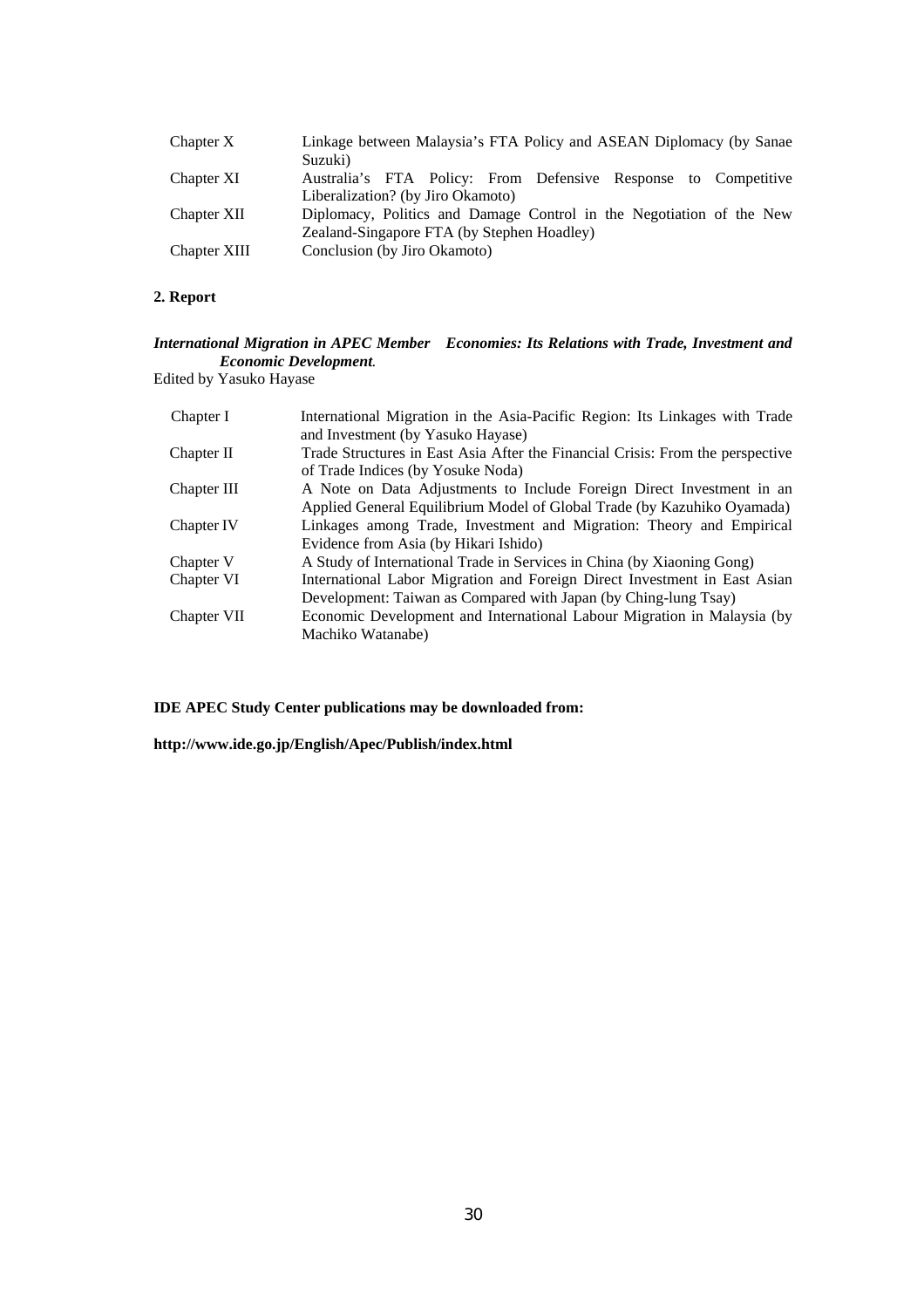| | |
|---|---|
| Chapter X | Linkage between Malaysia's FTA Policy and ASEAN Diplomacy (by Sanae Suzuki) |
| Chapter XI | Australia's FTA Policy: From Defensive Response to Competitive Liberalization? (by Jiro Okamoto) |
| Chapter XII | Diplomacy, Politics and Damage Control in the Negotiation of the New Zealand-Singapore FTA (by Stephen Hoadley) |
| Chapter XIII | Conclusion (by Jiro Okamoto) |

**2. Report**

***International Migration in APEC Member Economies: Its Relations with Trade, Investment and Economic Development.***
Edited by Yasuko Hayase

| | |
|---|---|
| Chapter I | International Migration in the Asia-Pacific Region: Its Linkages with Trade and Investment (by Yasuko Hayase) |
| Chapter II | Trade Structures in East Asia After the Financial Crisis: From the perspective of Trade Indices (by Yosuke Noda) |
| Chapter III | A Note on Data Adjustments to Include Foreign Direct Investment in an Applied General Equilibrium Model of Global Trade (by Kazuhiko Oyamada) |
| Chapter IV | Linkages among Trade, Investment and Migration: Theory and Empirical Evidence from Asia (by Hikari Ishido) |
| Chapter V | A Study of International Trade in Services in China (by Xiaoning Gong) |
| Chapter VI | International Labor Migration and Foreign Direct Investment in East Asian Development: Taiwan as Compared with Japan (by Ching-lung Tsay) |
| Chapter VII | Economic Development and International Labour Migration in Malaysia (by Machiko Watanabe) |

**IDE APEC Study Center publications may be downloaded from:**

**http://www.ide.go.jp/English/Apec/Publish/index.html**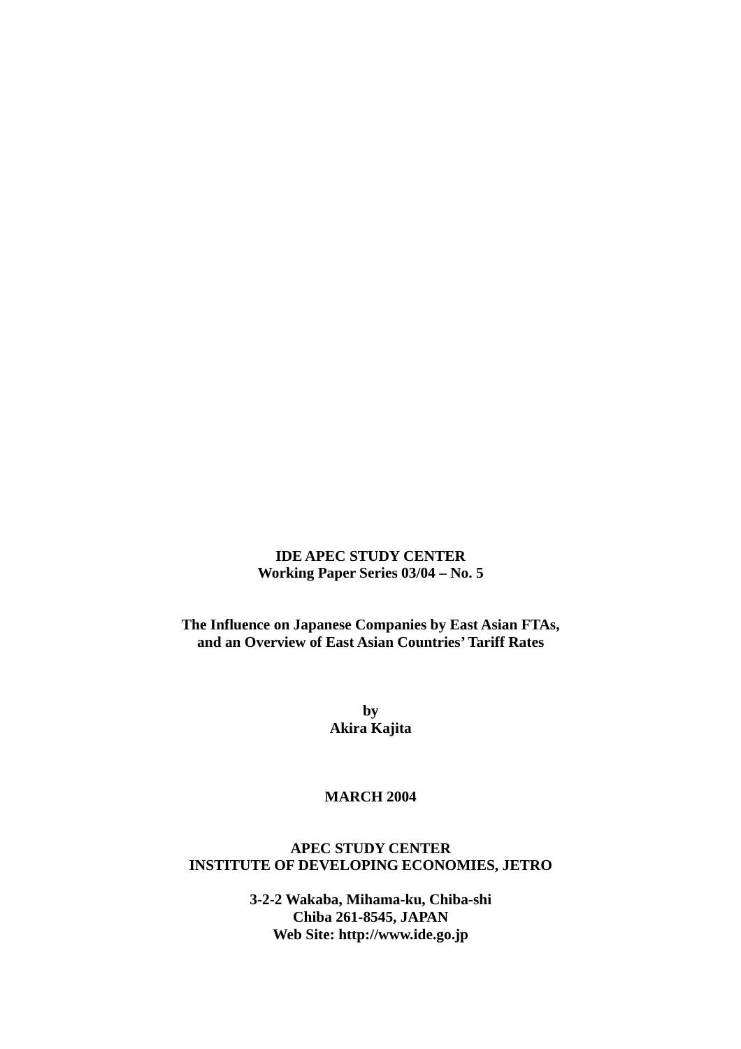**IDE APEC STUDY CENTER**
**Working Paper Series 03/04 – No. 5**

**The Influence on Japanese Companies by East Asian FTAs, and an Overview of East Asian Countries' Tariff Rates**

**by**
**Akira Kajita**

**MARCH 2004**

**APEC STUDY CENTER**
**INSTITUTE OF DEVELOPING ECONOMIES, JETRO**

**3-2-2 Wakaba, Mihama-ku, Chiba-shi**
**Chiba 261-8545, JAPAN**
**Web Site: http://www.ide.go.jp**